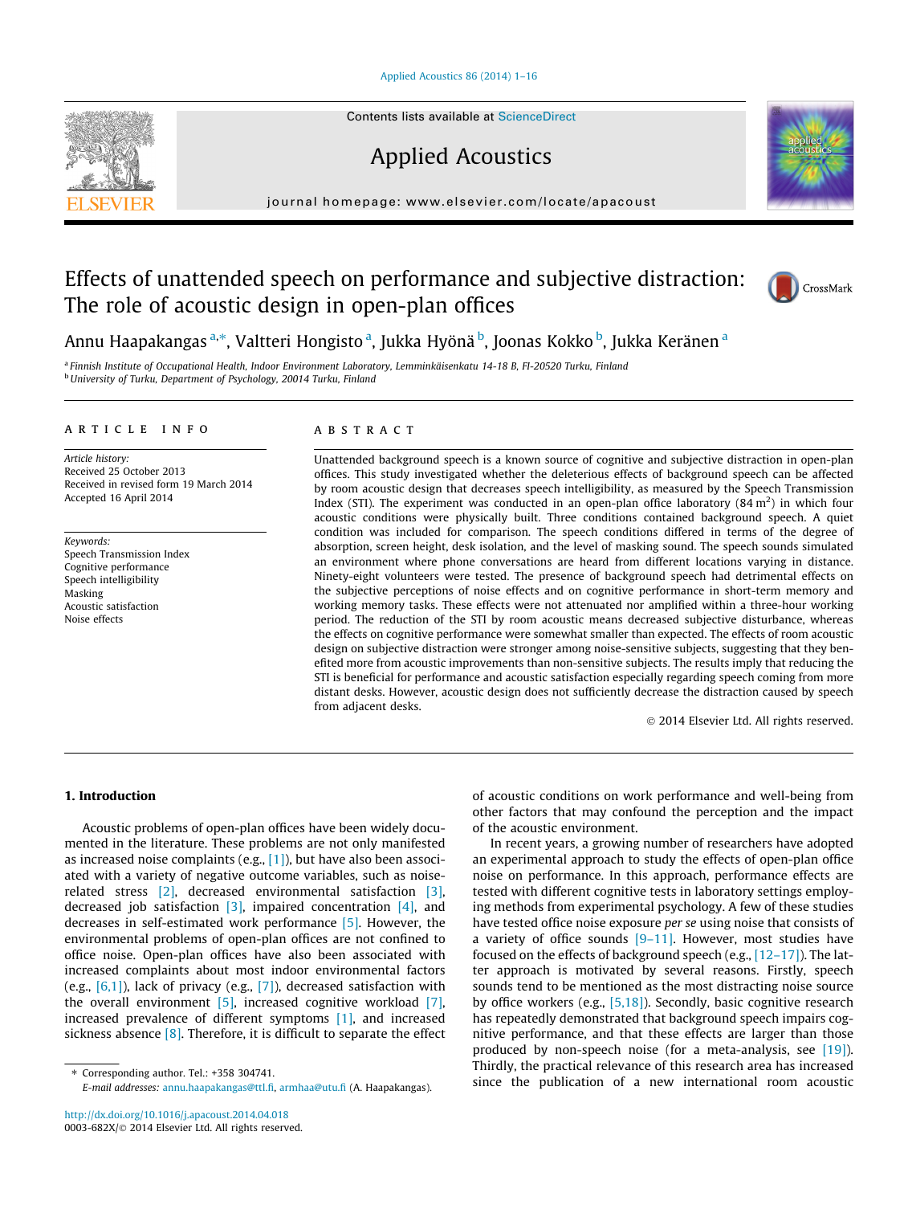# Effects of unattended speech on performance and subjective distraction: The role of acoustic design in open-plan offices

Annu Haapakangas [a,*], Valtteri Hongisto [a], Jukka Hyönä [b], Joonas Kokko [b], Jukka Keränen [a]

[a] Finnish Institute of Occupational Health, Indoor Environment Laboratory, Lemminkäisenkatu 14-18 B, FI-20520 Turku, Finland
[b] University of Turku, Department of Psychology, 20014 Turku, Finland

## ARTICLE INFO

*Article history:*
Received 25 October 2013
Received in revised form 19 March 2014
Accepted 16 April 2014

*Keywords:*
Speech Transmission Index
Cognitive performance
Speech intelligibility
Masking
Acoustic satisfaction
Noise effects

## ABSTRACT

Unattended background speech is a known source of cognitive and subjective distraction in open-plan offices. This study investigated whether the deleterious effects of background speech can be affected by room acoustic design that decreases speech intelligibility, as measured by the Speech Transmission Index (STI). The experiment was conducted in an open-plan office laboratory (84 $m^2$) in which four acoustic conditions were physically built. Three conditions contained background speech. A quiet condition was included for comparison. The speech conditions differed in terms of the degree of absorption, screen height, desk isolation, and the level of masking sound. The speech sounds simulated an environment where phone conversations are heard from different locations varying in distance. Ninety-eight volunteers were tested. The presence of background speech had detrimental effects on the subjective perceptions of noise effects and on cognitive performance in short-term memory and working memory tasks. These effects were not attenuated nor amplified within a three-hour working period. The reduction of the STI by room acoustic means decreased subjective disturbance, whereas the effects on cognitive performance were somewhat smaller than expected. The effects of room acoustic design on subjective distraction were stronger among noise-sensitive subjects, suggesting that they benefited more from acoustic improvements than non-sensitive subjects. The results imply that reducing the STI is beneficial for performance and acoustic satisfaction especially regarding speech coming from more distant desks. However, acoustic design does not sufficiently decrease the distraction caused by speech from adjacent desks.

© 2014 Elsevier Ltd. All rights reserved.

## 1. Introduction

Acoustic problems of open-plan offices have been widely documented in the literature. These problems are not only manifested as increased noise complaints (e.g., [1]), but have also been associated with a variety of negative outcome variables, such as noise-related stress [2], decreased environmental satisfaction [3], decreased job satisfaction [3], impaired concentration [4], and decreases in self-estimated work performance [5]. However, the environmental problems of open-plan offices are not confined to office noise. Open-plan offices have also been associated with increased complaints about most indoor environmental factors (e.g., [6,1]), lack of privacy (e.g., [7]), decreased satisfaction with the overall environment [5], increased cognitive workload [7], increased prevalence of different symptoms [1], and increased sickness absence [8]. Therefore, it is difficult to separate the effect of acoustic conditions on work performance and well-being from other factors that may confound the perception and the impact of the acoustic environment.

In recent years, a growing number of researchers have adopted an experimental approach to study the effects of open-plan office noise on performance. In this approach, performance effects are tested with different cognitive tests in laboratory settings employing methods from experimental psychology. A few of these studies have tested office noise exposure *per se* using noise that consists of a variety of office sounds [9–11]. However, most studies have focused on the effects of background speech (e.g., [12–17]). The latter approach is motivated by several reasons. Firstly, speech sounds tend to be mentioned as the most distracting noise source by office workers (e.g., [5,18]). Secondly, basic cognitive research has repeatedly demonstrated that background speech impairs cognitive performance, and that these effects are larger than those produced by non-speech noise (for a meta-analysis, see [19]). Thirdly, the practical relevance of this research area has increased since the publication of a new international room acoustic

\* Corresponding author. Tel.: +358 304741.
*E-mail addresses:* annu.haapakangas@ttl.fi, armhaa@utu.fi (A. Haapakangas).

http://dx.doi.org/10.1016/j.apacoust.2014.04.018
0003-682X/© 2014 Elsevier Ltd. All rights reserved.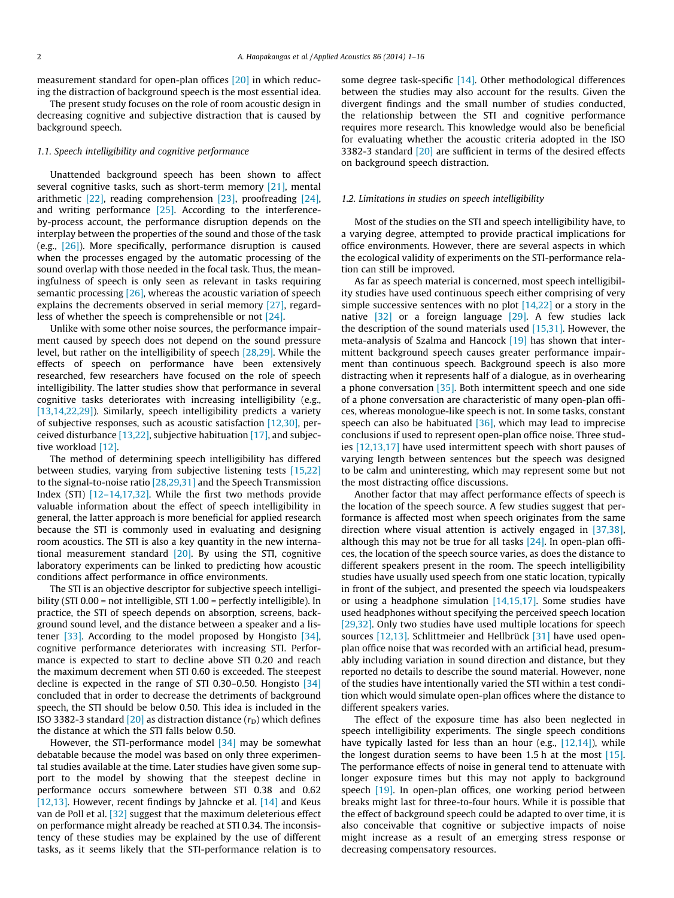measurement standard for open-plan offices [20] in which reducing the distraction of background speech is the most essential idea.

The present study focuses on the role of room acoustic design in decreasing cognitive and subjective distraction that is caused by background speech.

### 1.1. Speech intelligibility and cognitive performance

Unattended background speech has been shown to affect several cognitive tasks, such as short-term memory [21], mental arithmetic [22], reading comprehension [23], proofreading [24], and writing performance [25]. According to the interference-by-process account, the performance disruption depends on the interplay between the properties of the sound and those of the task (e.g., [26]). More specifically, performance disruption is caused when the processes engaged by the automatic processing of the sound overlap with those needed in the focal task. Thus, the meaningfulness of speech is only seen as relevant in tasks requiring semantic processing [26], whereas the acoustic variation of speech explains the decrements observed in serial memory [27], regardless of whether the speech is comprehensible or not [24].

Unlike with some other noise sources, the performance impairment caused by speech does not depend on the sound pressure level, but rather on the intelligibility of speech [28,29]. While the effects of speech on performance have been extensively researched, few researchers have focused on the role of speech intelligibility. The latter studies show that performance in several cognitive tasks deteriorates with increasing intelligibility (e.g., [13,14,22,29]). Similarly, speech intelligibility predicts a variety of subjective responses, such as acoustic satisfaction [12,30], perceived disturbance [13,22], subjective habituation [17], and subjective workload [12].

The method of determining speech intelligibility has differed between studies, varying from subjective listening tests [15,22] to the signal-to-noise ratio [28,29,31] and the Speech Transmission Index (STI) [12–14,17,32]. While the first two methods provide valuable information about the effect of speech intelligibility in general, the latter approach is more beneficial for applied research because the STI is commonly used in evaluating and designing room acoustics. The STI is also a key quantity in the new international measurement standard [20]. By using the STI, cognitive laboratory experiments can be linked to predicting how acoustic conditions affect performance in office environments.

The STI is an objective descriptor for subjective speech intelligibility (STI 0.00 = not intelligible, STI 1.00 = perfectly intelligible). In practice, the STI of speech depends on absorption, screens, background sound level, and the distance between a speaker and a listener [33]. According to the model proposed by Hongisto [34], cognitive performance deteriorates with increasing STI. Performance is expected to start to decline above STI 0.20 and reach the maximum decrement when STI 0.60 is exceeded. The steepest decline is expected in the range of STI 0.30–0.50. Hongisto [34] concluded that in order to decrease the detriments of background speech, the STI should be below 0.50. This idea is included in the ISO 3382-3 standard [20] as distraction distance ($r_D$) which defines the distance at which the STI falls below 0.50.

However, the STI-performance model [34] may be somewhat debatable because the model was based on only three experimental studies available at the time. Later studies have given some support to the model by showing that the steepest decline in performance occurs somewhere between STI 0.38 and 0.62 [12,13]. However, recent findings by Jahncke et al. [14] and Keus van de Poll et al. [32] suggest that the maximum deleterious effect on performance might already be reached at STI 0.34. The inconsistency of these studies may be explained by the use of different tasks, as it seems likely that the STI-performance relation is to some degree task-specific [14]. Other methodological differences between the studies may also account for the results. Given the divergent findings and the small number of studies conducted, the relationship between the STI and cognitive performance requires more research. This knowledge would also be beneficial for evaluating whether the acoustic criteria adopted in the ISO 3382-3 standard [20] are sufficient in terms of the desired effects on background speech distraction.

### 1.2. Limitations in studies on speech intelligibility

Most of the studies on the STI and speech intelligibility have, to a varying degree, attempted to provide practical implications for office environments. However, there are several aspects in which the ecological validity of experiments on the STI-performance relation can still be improved.

As far as speech material is concerned, most speech intelligibility studies have used continuous speech either comprising of very simple successive sentences with no plot [14,22] or a story in the native [32] or a foreign language [29]. A few studies lack the description of the sound materials used [15,31]. However, the meta-analysis of Szalma and Hancock [19] has shown that intermittent background speech causes greater performance impairment than continuous speech. Background speech is also more distracting when it represents half of a dialogue, as in overhearing a phone conversation [35]. Both intermittent speech and one side of a phone conversation are characteristic of many open-plan offices, whereas monologue-like speech is not. In some tasks, constant speech can also be habituated [36], which may lead to imprecise conclusions if used to represent open-plan office noise. Three studies [12,13,17] have used intermittent speech with short pauses of varying length between sentences but the speech was designed to be calm and uninteresting, which may represent some but not the most distracting office discussions.

Another factor that may affect performance effects of speech is the location of the speech source. A few studies suggest that performance is affected most when speech originates from the same direction where visual attention is actively engaged in [37,38], although this may not be true for all tasks [24]. In open-plan offices, the location of the speech source varies, as does the distance to different speakers present in the room. The speech intelligibility studies have usually used speech from one static location, typically in front of the subject, and presented the speech via loudspeakers or using a headphone simulation [14,15,17]. Some studies have used headphones without specifying the perceived speech location [29,32]. Only two studies have used multiple locations for speech sources [12,13]. Schlittmeier and Hellbrück [31] have used open-plan office noise that was recorded with an artificial head, presumably including variation in sound direction and distance, but they reported no details to describe the sound material. However, none of the studies have intentionally varied the STI within a test condition which would simulate open-plan offices where the distance to different speakers varies.

The effect of the exposure time has also been neglected in speech intelligibility experiments. The single speech conditions have typically lasted for less than an hour (e.g., [12,14]), while the longest duration seems to have been 1.5 h at the most [15]. The performance effects of noise in general tend to attenuate with longer exposure times but this may not apply to background speech [19]. In open-plan offices, one working period between breaks might last for three-to-four hours. While it is possible that the effect of background speech could be adapted to over time, it is also conceivable that cognitive or subjective impacts of noise might increase as a result of an emerging stress response or decreasing compensatory resources.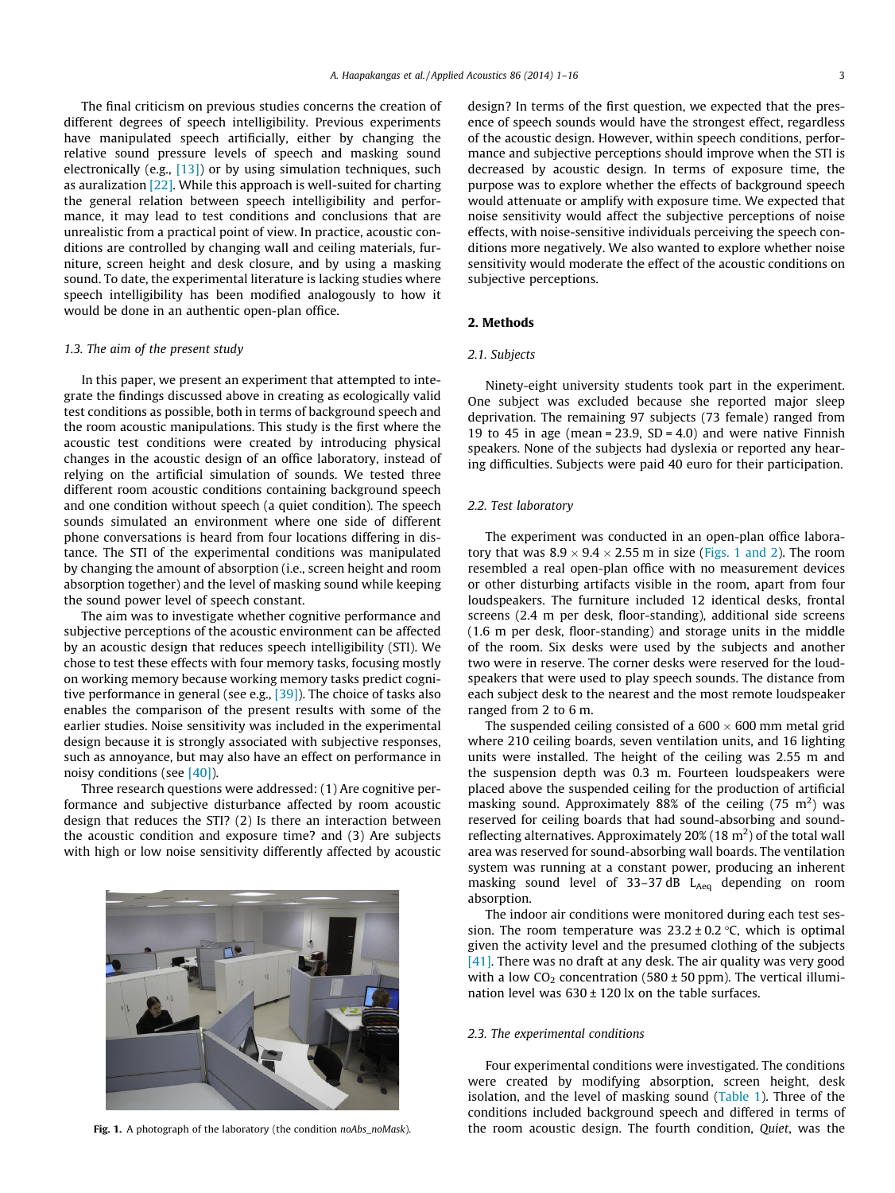The final criticism on previous studies concerns the creation of different degrees of speech intelligibility. Previous experiments have manipulated speech artificially, either by changing the relative sound pressure levels of speech and masking sound electronically (e.g., [13]) or by using simulation techniques, such as auralization [22]. While this approach is well-suited for charting the general relation between speech intelligibility and performance, it may lead to test conditions and conclusions that are unrealistic from a practical point of view. In practice, acoustic conditions are controlled by changing wall and ceiling materials, furniture, screen height and desk closure, and by using a masking sound. To date, the experimental literature is lacking studies where speech intelligibility has been modified analogously to how it would be done in an authentic open-plan office.

### 1.3. The aim of the present study

In this paper, we present an experiment that attempted to integrate the findings discussed above in creating as ecologically valid test conditions as possible, both in terms of background speech and the room acoustic manipulations. This study is the first where the acoustic test conditions were created by introducing physical changes in the acoustic design of an office laboratory, instead of relying on the artificial simulation of sounds. We tested three different room acoustic conditions containing background speech and one condition without speech (a quiet condition). The speech sounds simulated an environment where one side of different phone conversations is heard from four locations differing in distance. The STI of the experimental conditions was manipulated by changing the amount of absorption (i.e., screen height and room absorption together) and the level of masking sound while keeping the sound power level of speech constant.

The aim was to investigate whether cognitive performance and subjective perceptions of the acoustic environment can be affected by an acoustic design that reduces speech intelligibility (STI). We chose to test these effects with four memory tasks, focusing mostly on working memory because working memory tasks predict cognitive performance in general (see e.g., [39]). The choice of tasks also enables the comparison of the present results with some of the earlier studies. Noise sensitivity was included in the experimental design because it is strongly associated with subjective responses, such as annoyance, but may also have an effect on performance in noisy conditions (see [40]).

Three research questions were addressed: (1) Are cognitive performance and subjective disturbance affected by room acoustic design that reduces the STI? (2) Is there an interaction between the acoustic condition and exposure time? and (3) Are subjects with high or low noise sensitivity differently affected by acoustic design? In terms of the first question, we expected that the presence of speech sounds would have the strongest effect, regardless of the acoustic design. However, within speech conditions, performance and subjective perceptions should improve when the STI is decreased by acoustic design. In terms of exposure time, the purpose was to explore whether the effects of background speech would attenuate or amplify with exposure time. We expected that noise sensitivity would affect the subjective perceptions of noise effects, with noise-sensitive individuals perceiving the speech conditions more negatively. We also wanted to explore whether noise sensitivity would moderate the effect of the acoustic conditions on subjective perceptions.

Fig. 1. A photograph of the laboratory (the condition *noAbs_noMask*).

## 2. Methods

### 2.1. Subjects

Ninety-eight university students took part in the experiment. One subject was excluded because she reported major sleep deprivation. The remaining 97 subjects (73 female) ranged from 19 to 45 in age (mean = 23.9, SD = 4.0) and were native Finnish speakers. None of the subjects had dyslexia or reported any hearing difficulties. Subjects were paid 40 euro for their participation.

### 2.2. Test laboratory

The experiment was conducted in an open-plan office laboratory that was $8.9 \times 9.4 \times 2.55$ m in size (Figs. 1 and 2). The room resembled a real open-plan office with no measurement devices or other disturbing artifacts visible in the room, apart from four loudspeakers. The furniture included 12 identical desks, frontal screens (2.4 m per desk, floor-standing), additional side screens (1.6 m per desk, floor-standing) and storage units in the middle of the room. Six desks were used by the subjects and another two were in reserve. The corner desks were reserved for the loudspeakers that were used to play speech sounds. The distance from each subject desk to the nearest and the most remote loudspeaker ranged from 2 to 6 m.

The suspended ceiling consisted of a $600 \times 600$ mm metal grid where 210 ceiling boards, seven ventilation units, and 16 lighting units were installed. The height of the ceiling was 2.55 m and the suspension depth was 0.3 m. Fourteen loudspeakers were placed above the suspended ceiling for the production of artificial masking sound. Approximately 88% of the ceiling (75 $m^2$) was reserved for ceiling boards that had sound-absorbing and sound-reflecting alternatives. Approximately 20% (18 $m^2$) of the total wall area was reserved for sound-absorbing wall boards. The ventilation system was running at a constant power, producing an inherent masking sound level of 33–37 dB $L_{Aeq}$ depending on room absorption.

The indoor air conditions were monitored during each test session. The room temperature was 23.2 ± 0.2 °C, which is optimal given the activity level and the presumed clothing of the subjects [41]. There was no draft at any desk. The air quality was very good with a low $CO_2$ concentration (580 ± 50 ppm). The vertical illumination level was 630 ± 120 lx on the table surfaces.

### 2.3. The experimental conditions

Four experimental conditions were investigated. The conditions were created by modifying absorption, screen height, desk isolation, and the level of masking sound (Table 1). Three of the conditions included background speech and differed in terms of the room acoustic design. The fourth condition, *Quiet*, was the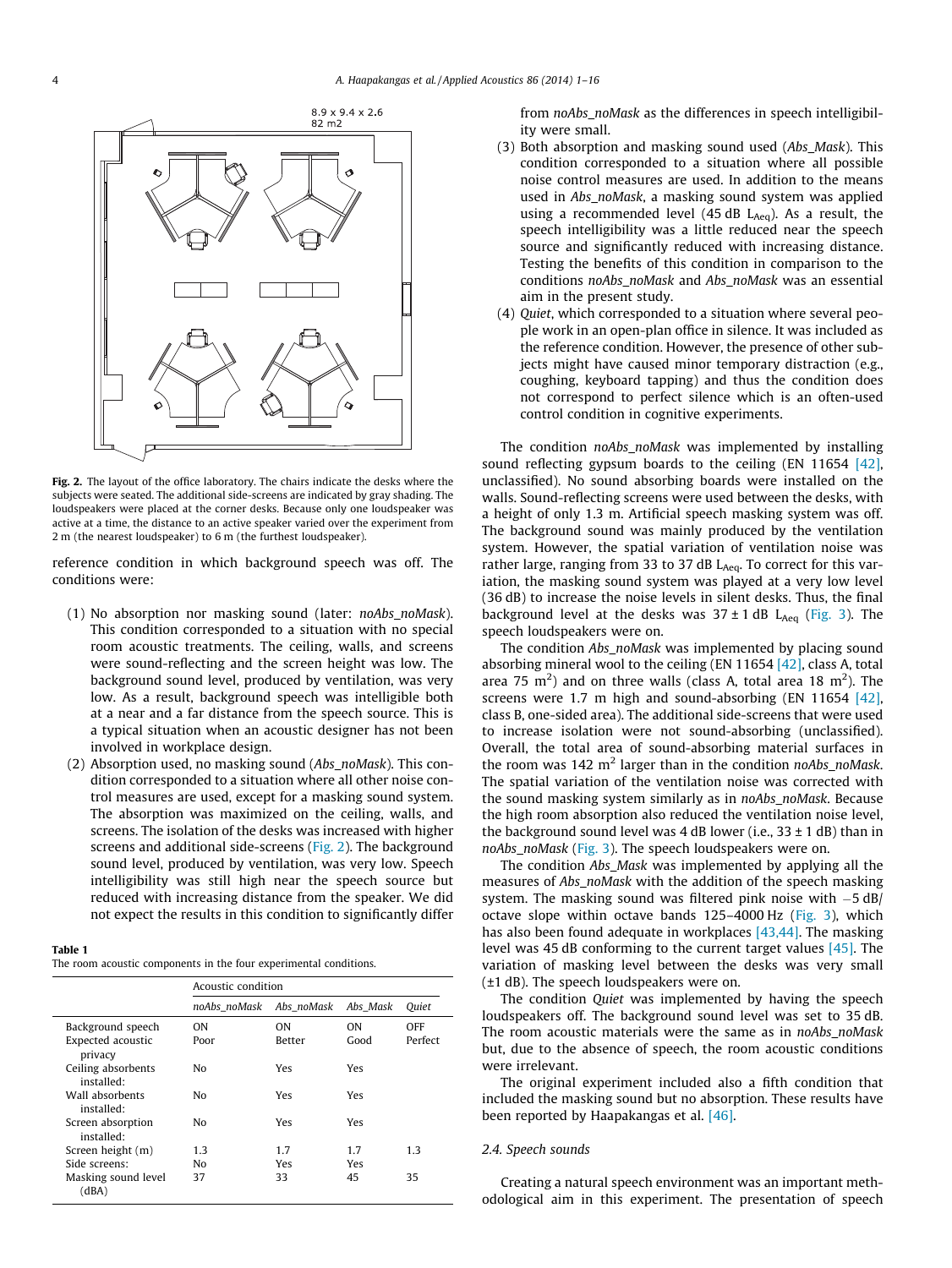8.9 x 9.4 x 2.6
82 m2

**Fig. 2.** The layout of the office laboratory. The chairs indicate the desks where the subjects were seated. The additional side-screens are indicated by gray shading. The loudspeakers were placed at the corner desks. Because only one loudspeaker was active at a time, the distance to an active speaker varied over the experiment from 2 m (the nearest loudspeaker) to 6 m (the furthest loudspeaker).

reference condition in which background speech was off. The conditions were:

(1) No absorption nor masking sound (later: *noAbs_noMask*). This condition corresponded to a situation with no special room acoustic treatments. The ceiling, walls, and screens were sound-reflecting and the screen height was low. The background sound level, produced by ventilation, was very low. As a result, background speech was intelligible both at a near and a far distance from the speech source. This is a typical situation when an acoustic designer has not been involved in workplace design.

(2) Absorption used, no masking sound (*Abs_noMask*). This condition corresponded to a situation where all other noise control measures are used, except for a masking sound system. The absorption was maximized on the ceiling, walls, and screens. The isolation of the desks was increased with higher screens and additional side-screens (Fig. 2). The background sound level, produced by ventilation, was very low. Speech intelligibility was still high near the speech source but reduced with increasing distance from the speaker. We did not expect the results in this condition to significantly differ from *noAbs_noMask* as the differences in speech intelligibility were small.

(3) Both absorption and masking sound used (*Abs_Mask*). This condition corresponded to a situation where all possible noise control measures are used. In addition to the means used in *Abs_noMask*, a masking sound system was applied using a recommended level (45 dB $L_{Aeq}$). As a result, the speech intelligibility was a little reduced near the speech source and significantly reduced with increasing distance. Testing the benefits of this condition in comparison to the conditions *noAbs_noMask* and *Abs_noMask* was an essential aim in the present study.

(4) *Quiet*, which corresponded to a situation where several people work in an open-plan office in silence. It was included as the reference condition. However, the presence of other subjects might have caused minor temporary distraction (e.g., coughing, keyboard tapping) and thus the condition does not correspond to perfect silence which is an often-used control condition in cognitive experiments.

**Table 1**
The room acoustic components in the four experimental conditions.

| | Acoustic condition | | | |
|---|---|---|---|---|
| | *noAbs_noMask* | *Abs_noMask* | *Abs_Mask* | *Quiet* |
| Background speech | ON | ON | ON | OFF |
| Expected acoustic privacy | Poor | Better | Good | Perfect |
| Ceiling absorbents installed: | No | Yes | Yes | |
| Wall absorbents installed: | No | Yes | Yes | |
| Screen absorption installed: | No | Yes | Yes | |
| Screen height (m) | 1.3 | 1.7 | 1.7 | 1.3 |
| Side screens: | No | Yes | Yes | |
| Masking sound level (dBA) | 37 | 33 | 45 | 35 |

The condition *noAbs_noMask* was implemented by installing sound reflecting gypsum boards to the ceiling (EN 11654 [42], unclassified). No sound absorbing boards were installed on the walls. Sound-reflecting screens were used between the desks, with a height of only 1.3 m. Artificial speech masking system was off. The background sound was mainly produced by the ventilation system. However, the spatial variation of ventilation noise was rather large, ranging from 33 to 37 dB $L_{Aeq}$. To correct for this variation, the masking sound system was played at a very low level (36 dB) to increase the noise levels in silent desks. Thus, the final background level at the desks was 37 ± 1 dB $L_{Aeq}$ (Fig. 3). The speech loudspeakers were on.

The condition *Abs_noMask* was implemented by placing sound absorbing mineral wool to the ceiling (EN 11654 [42], class A, total area 75 $m^2$) and on three walls (class A, total area 18 $m^2$). The screens were 1.7 m high and sound-absorbing (EN 11654 [42], class B, one-sided area). The additional side-screens that were used to increase isolation were not sound-absorbing (unclassified). Overall, the total area of sound-absorbing material surfaces in the room was 142 $m^2$ larger than in the condition *noAbs_noMask*. The spatial variation of the ventilation noise was corrected with the sound masking system similarly as in *noAbs_noMask*. Because the high room absorption also reduced the ventilation noise level, the background sound level was 4 dB lower (i.e., 33 ± 1 dB) than in *noAbs_noMask* (Fig. 3). The speech loudspeakers were on.

The condition *Abs_Mask* was implemented by applying all the measures of *Abs_noMask* with the addition of the speech masking system. The masking sound was filtered pink noise with −5 dB/octave slope within octave bands 125–4000 Hz (Fig. 3), which has also been found adequate in workplaces [43,44]. The masking level was 45 dB conforming to the current target values [45]. The variation of masking level between the desks was very small (±1 dB). The speech loudspeakers were on.

The condition *Quiet* was implemented by having the speech loudspeakers off. The background sound level was set to 35 dB. The room acoustic materials were the same as in *noAbs_noMask* but, due to the absence of speech, the room acoustic conditions were irrelevant.

The original experiment included also a fifth condition that included the masking sound but no absorption. These results have been reported by Haapakangas et al. [46].

### 2.4. Speech sounds

Creating a natural speech environment was an important methodological aim in this experiment. The presentation of speech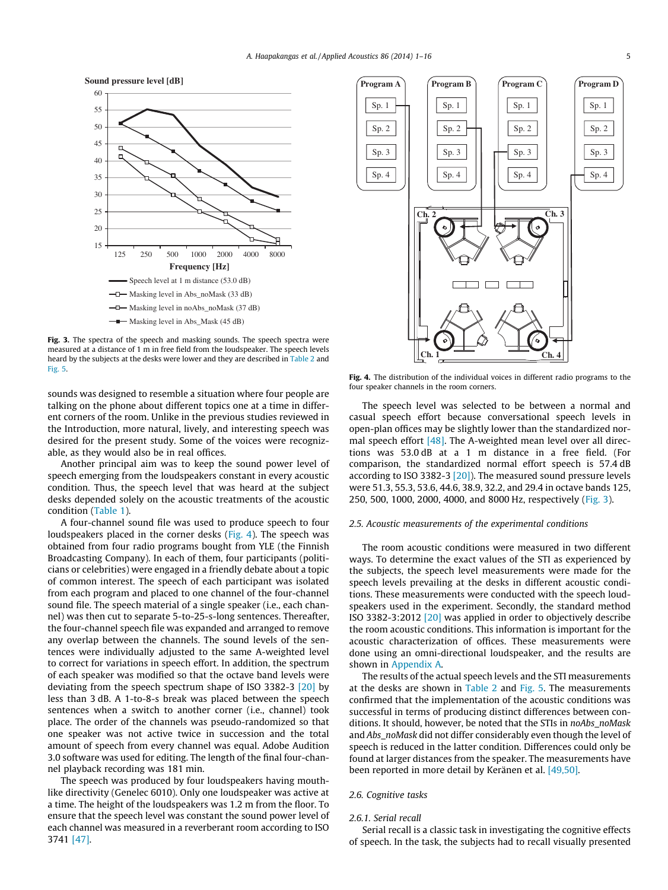Fig. 3. The spectra of the speech and masking sounds. The speech spectra were measured at a distance of 1 m in free field from the loudspeaker. The speech levels heard by the subjects at the desks were lower and they are described in Table 2 and Fig. 5.

Fig. 4. The distribution of the individual voices in different radio programs to the four speaker channels in the room corners.

sounds was designed to resemble a situation where four people are talking on the phone about different topics one at a time in different corners of the room. Unlike in the previous studies reviewed in the Introduction, more natural, lively, and interesting speech was desired for the present study. Some of the voices were recognizable, as they would also be in real offices.

Another principal aim was to keep the sound power level of speech emerging from the loudspeakers constant in every acoustic condition. Thus, the speech level that was heard at the subject desks depended solely on the acoustic treatments of the acoustic condition (Table 1).

A four-channel sound file was used to produce speech to four loudspeakers placed in the corner desks (Fig. 4). The speech was obtained from four radio programs bought from YLE (the Finnish Broadcasting Company). In each of them, four participants (politicians or celebrities) were engaged in a friendly debate about a topic of common interest. The speech of each participant was isolated from each program and placed to one channel of the four-channel sound file. The speech material of a single speaker (i.e., each channel) was then cut to separate 5-to-25-s-long sentences. Thereafter, the four-channel speech file was expanded and arranged to remove any overlap between the channels. The sound levels of the sentences were individually adjusted to the same A-weighted level to correct for variations in speech effort. In addition, the spectrum of each speaker was modified so that the octave band levels were deviating from the speech spectrum shape of ISO 3382-3 [20] by less than 3 dB. A 1-to-8-s break was placed between the speech sentences when a switch to another corner (i.e., channel) took place. The order of the channels was pseudo-randomized so that one speaker was not active twice in succession and the total amount of speech from every channel was equal. Adobe Audition 3.0 software was used for editing. The length of the final four-channel playback recording was 181 min.

The speech was produced by four loudspeakers having mouth-like directivity (Genelec 6010). Only one loudspeaker was active at a time. The height of the loudspeakers was 1.2 m from the floor. To ensure that the speech level was constant the sound power level of each channel was measured in a reverberant room according to ISO 3741 [47].

The speech level was selected to be between a normal and casual speech effort because conversational speech levels in open-plan offices may be slightly lower than the standardized normal speech effort [48]. The A-weighted mean level over all directions was 53.0 dB at a 1 m distance in a free field. (For comparison, the standardized normal effort speech is 57.4 dB according to ISO 3382-3 [20]). The measured sound pressure levels were 51.3, 55.3, 53.6, 44.6, 38.9, 32.2, and 29.4 in octave bands 125, 250, 500, 1000, 2000, 4000, and 8000 Hz, respectively (Fig. 3).

### 2.5. Acoustic measurements of the experimental conditions

The room acoustic conditions were measured in two different ways. To determine the exact values of the STI as experienced by the subjects, the speech level measurements were made for the speech levels prevailing at the desks in different acoustic conditions. These measurements were conducted with the speech loudspeakers used in the experiment. Secondly, the standard method ISO 3382-3:2012 [20] was applied in order to objectively describe the room acoustic conditions. This information is important for the acoustic characterization of offices. These measurements were done using an omni-directional loudspeaker, and the results are shown in Appendix A.

The results of the actual speech levels and the STI measurements at the desks are shown in Table 2 and Fig. 5. The measurements confirmed that the implementation of the acoustic conditions was successful in terms of producing distinct differences between conditions. It should, however, be noted that the STIs in *noAbs_noMask* and *Abs_noMask* did not differ considerably even though the level of speech is reduced in the latter condition. Differences could only be found at larger distances from the speaker. The measurements have been reported in more detail by Keränen et al. [49,50].

### 2.6. Cognitive tasks

#### 2.6.1. Serial recall

Serial recall is a classic task in investigating the cognitive effects of speech. In the task, the subjects had to recall visually presented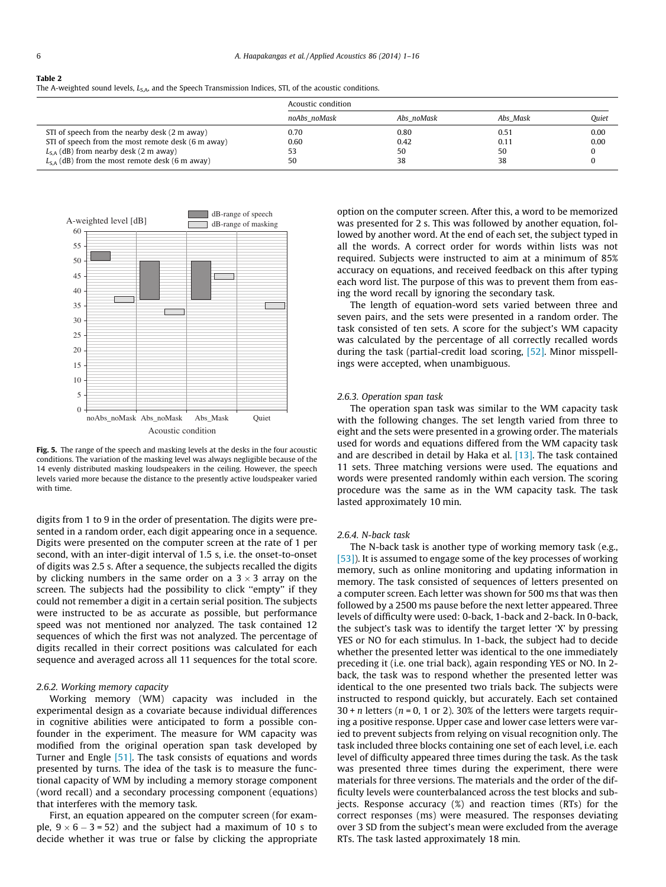**Table 2**
The A-weighted sound levels, $L_{S,A}$, and the Speech Transmission Indices, STI, of the acoustic conditions.

| | Acoustic condition | | | |
|---|---|---|---|---|
| | *noAbs_noMask* | *Abs_noMask* | *Abs_Mask* | *Quiet* |
| STI of speech from the nearby desk (2 m away) | 0.70 | 0.80 | 0.51 | 0.00 |
| STI of speech from the most remote desk (6 m away) | 0.60 | 0.42 | 0.11 | 0.00 |
| $L_{S,A}$ (dB) from nearby desk (2 m away) | 53 | 50 | 50 | 0 |
| $L_{S,A}$ (dB) from the most remote desk (6 m away) | 50 | 38 | 38 | 0 |

**Fig. 5.** The range of the speech and masking levels at the desks in the four acoustic conditions. The variation of the masking level was always negligible because of the 14 evenly distributed masking loudspeakers in the ceiling. However, the speech levels varied more because the distance to the presently active loudspeaker varied with time.

digits from 1 to 9 in the order of presentation. The digits were presented in a random order, each digit appearing once in a sequence. Digits were presented on the computer screen at the rate of 1 per second, with an inter-digit interval of 1.5 s, i.e. the onset-to-onset of digits was 2.5 s. After a sequence, the subjects recalled the digits by clicking numbers in the same order on a $3 \times 3$ array on the screen. The subjects had the possibility to click "empty" if they could not remember a digit in a certain serial position. The subjects were instructed to be as accurate as possible, but performance speed was not mentioned nor analyzed. The task contained 12 sequences of which the first was not analyzed. The percentage of digits recalled in their correct positions was calculated for each sequence and averaged across all 11 sequences for the total score.

### 2.6.2. Working memory capacity

Working memory (WM) capacity was included in the experimental design as a covariate because individual differences in cognitive abilities were anticipated to form a possible confounder in the experiment. The measure for WM capacity was modified from the original operation span task developed by Turner and Engle [51]. The task consists of equations and words presented by turns. The idea of the task is to measure the functional capacity of WM by including a memory storage component (word recall) and a secondary processing component (equations) that interferes with the memory task.

First, an equation appeared on the computer screen (for example, $9 \times 6 - 3 = 52$) and the subject had a maximum of 10 s to decide whether it was true or false by clicking the appropriate option on the computer screen. After this, a word to be memorized was presented for 2 s. This was followed by another equation, followed by another word. At the end of each set, the subject typed in all the words. A correct order for words within lists was not required. Subjects were instructed to aim at a minimum of 85% accuracy on equations, and received feedback on this after typing each word list. The purpose of this was to prevent them from easing the word recall by ignoring the secondary task.

The length of equation-word sets varied between three and seven pairs, and the sets were presented in a random order. The task consisted of ten sets. A score for the subject's WM capacity was calculated by the percentage of all correctly recalled words during the task (partial-credit load scoring, [52]). Minor misspellings were accepted, when unambiguous.

### 2.6.3. Operation span task

The operation span task was similar to the WM capacity task with the following changes. The set length varied from three to eight and the sets were presented in a growing order. The materials used for words and equations differed from the WM capacity task and are described in detail by Haka et al. [13]. The task contained 11 sets. Three matching versions were used. The equations and words were presented randomly within each version. The scoring procedure was the same as in the WM capacity task. The task lasted approximately 10 min.

### 2.6.4. N-back task

The N-back task is another type of working memory task (e.g., [53]). It is assumed to engage some of the key processes of working memory, such as online monitoring and updating information in memory. The task consisted of sequences of letters presented on a computer screen. Each letter was shown for 500 ms that was then followed by a 2500 ms pause before the next letter appeared. Three levels of difficulty were used: 0-back, 1-back and 2-back. In 0-back, the subject's task was to identify the target letter 'X' by pressing YES or NO for each stimulus. In 1-back, the subject had to decide whether the presented letter was identical to the one immediately preceding it (i.e. one trial back), again responding YES or NO. In 2-back, the task was to respond whether the presented letter was identical to the one presented two trials back. The subjects were instructed to respond quickly, but accurately. Each set contained $30 + n$ letters ($n = 0$, 1 or 2). 30% of the letters were targets requiring a positive response. Upper case and lower case letters were varied to prevent subjects from relying on visual recognition only. The task included three blocks containing one set of each level, i.e. each level of difficulty appeared three times during the task. As the task was presented three times during the experiment, there were materials for three versions. The materials and the order of the difficulty levels were counterbalanced across the test blocks and subjects. Response accuracy (%) and reaction times (RTs) for the correct responses (ms) were measured. The responses deviating over 3 SD from the subject's mean were excluded from the average RTs. The task lasted approximately 18 min.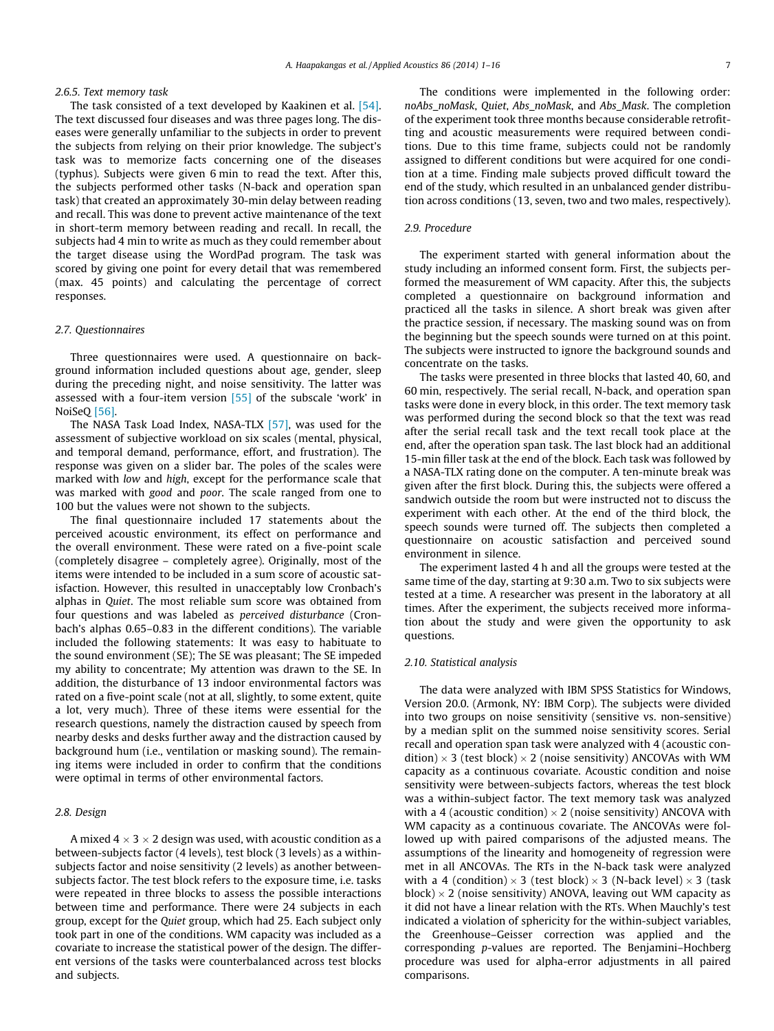#### 2.6.5. Text memory task

The task consisted of a text developed by Kaakinen et al. [54]. The text discussed four diseases and was three pages long. The diseases were generally unfamiliar to the subjects in order to prevent the subjects from relying on their prior knowledge. The subject's task was to memorize facts concerning one of the diseases (typhus). Subjects were given 6 min to read the text. After this, the subjects performed other tasks (N-back and operation span task) that created an approximately 30-min delay between reading and recall. This was done to prevent active maintenance of the text in short-term memory between reading and recall. In recall, the subjects had 4 min to write as much as they could remember about the target disease using the WordPad program. The task was scored by giving one point for every detail that was remembered (max. 45 points) and calculating the percentage of correct responses.

### 2.7. Questionnaires

Three questionnaires were used. A questionnaire on background information included questions about age, gender, sleep during the preceding night, and noise sensitivity. The latter was assessed with a four-item version [55] of the subscale 'work' in NoiSeQ [56].

The NASA Task Load Index, NASA-TLX [57], was used for the assessment of subjective workload on six scales (mental, physical, and temporal demand, performance, effort, and frustration). The response was given on a slider bar. The poles of the scales were marked with *low* and *high*, except for the performance scale that was marked with *good* and *poor*. The scale ranged from one to 100 but the values were not shown to the subjects.

The final questionnaire included 17 statements about the perceived acoustic environment, its effect on performance and the overall environment. These were rated on a five-point scale (completely disagree – completely agree). Originally, most of the items were intended to be included in a sum score of acoustic satisfaction. However, this resulted in unacceptably low Cronbach's alphas in *Quiet*. The most reliable sum score was obtained from four questions and was labeled as *perceived disturbance* (Cronbach's alphas 0.65–0.83 in the different conditions). The variable included the following statements: It was easy to habituate to the sound environment (SE); The SE was pleasant; The SE impeded my ability to concentrate; My attention was drawn to the SE. In addition, the disturbance of 13 indoor environmental factors was rated on a five-point scale (not at all, slightly, to some extent, quite a lot, very much). Three of these items were essential for the research questions, namely the distraction caused by speech from nearby desks and desks further away and the distraction caused by background hum (i.e., ventilation or masking sound). The remaining items were included in order to confirm that the conditions were optimal in terms of other environmental factors.

### 2.8. Design

A mixed $4 \times 3 \times 2$ design was used, with acoustic condition as a between-subjects factor (4 levels), test block (3 levels) as a within-subjects factor and noise sensitivity (2 levels) as another between-subjects factor. The test block refers to the exposure time, i.e. tasks were repeated in three blocks to assess the possible interactions between time and performance. There were 24 subjects in each group, except for the *Quiet* group, which had 25. Each subject only took part in one of the conditions. WM capacity was included as a covariate to increase the statistical power of the design. The different versions of the tasks were counterbalanced across test blocks and subjects.

The conditions were implemented in the following order: *noAbs_noMask*, *Quiet*, *Abs_noMask*, and *Abs_Mask*. The completion of the experiment took three months because considerable retrofitting and acoustic measurements were required between conditions. Due to this time frame, subjects could not be randomly assigned to different conditions but were acquired for one condition at a time. Finding male subjects proved difficult toward the end of the study, which resulted in an unbalanced gender distribution across conditions (13, seven, two and two males, respectively).

### 2.9. Procedure

The experiment started with general information about the study including an informed consent form. First, the subjects performed the measurement of WM capacity. After this, the subjects completed a questionnaire on background information and practiced all the tasks in silence. A short break was given after the practice session, if necessary. The masking sound was on from the beginning but the speech sounds were turned on at this point. The subjects were instructed to ignore the background sounds and concentrate on the tasks.

The tasks were presented in three blocks that lasted 40, 60, and 60 min, respectively. The serial recall, N-back, and operation span tasks were done in every block, in this order. The text memory task was performed during the second block so that the text was read after the serial recall task and the text recall took place at the end, after the operation span task. The last block had an additional 15-min filler task at the end of the block. Each task was followed by a NASA-TLX rating done on the computer. A ten-minute break was given after the first block. During this, the subjects were offered a sandwich outside the room but were instructed not to discuss the experiment with each other. At the end of the third block, the speech sounds were turned off. The subjects then completed a questionnaire on acoustic satisfaction and perceived sound environment in silence.

The experiment lasted 4 h and all the groups were tested at the same time of the day, starting at 9:30 a.m. Two to six subjects were tested at a time. A researcher was present in the laboratory at all times. After the experiment, the subjects received more information about the study and were given the opportunity to ask questions.

### 2.10. Statistical analysis

The data were analyzed with IBM SPSS Statistics for Windows, Version 20.0. (Armonk, NY: IBM Corp). The subjects were divided into two groups on noise sensitivity (sensitive vs. non-sensitive) by a median split on the summed noise sensitivity scores. Serial recall and operation span task were analyzed with 4 (acoustic condition) $\times$ 3 (test block) $\times$ 2 (noise sensitivity) ANCOVAs with WM capacity as a continuous covariate. Acoustic condition and noise sensitivity were between-subjects factors, whereas the test block was a within-subject factor. The text memory task was analyzed with a 4 (acoustic condition) $\times$ 2 (noise sensitivity) ANCOVA with WM capacity as a continuous covariate. The ANCOVAs were followed up with paired comparisons of the adjusted means. The assumptions of the linearity and homogeneity of regression were met in all ANCOVAs. The RTs in the N-back task were analyzed with a 4 (condition) $\times$ 3 (test block) $\times$ 3 (N-back level) $\times$ 3 (task block) $\times$ 2 (noise sensitivity) ANOVA, leaving out WM capacity as it did not have a linear relation with the RTs. When Mauchly's test indicated a violation of sphericity for the within-subject variables, the Greenhouse–Geisser correction was applied and the corresponding $p$-values are reported. The Benjamini–Hochberg procedure was used for alpha-error adjustments in all paired comparisons.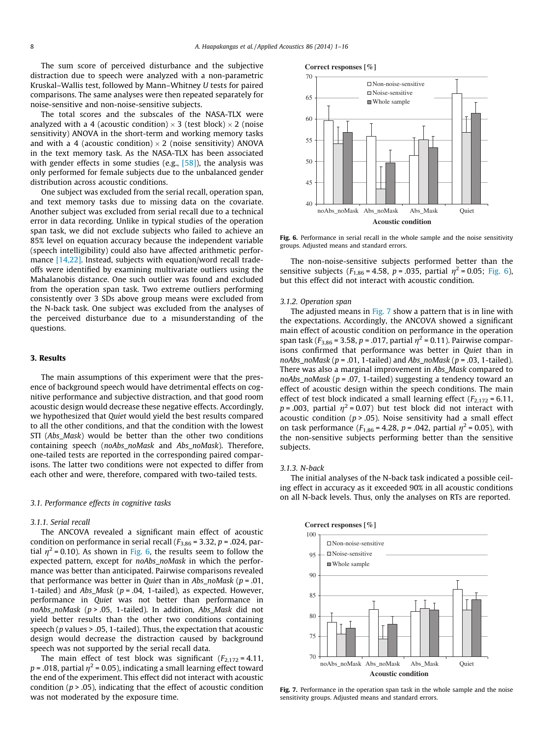The sum score of perceived disturbance and the subjective distraction due to speech were analyzed with a non-parametric Kruskal–Wallis test, followed by Mann–Whitney *U* tests for paired comparisons. The same analyses were then repeated separately for noise-sensitive and non-noise-sensitive subjects.

The total scores and the subscales of the NASA-TLX were analyzed with a 4 (acoustic condition) × 3 (test block) × 2 (noise sensitivity) ANOVA in the short-term and working memory tasks and with a 4 (acoustic condition) × 2 (noise sensitivity) ANOVA in the text memory task. As the NASA-TLX has been associated with gender effects in some studies (e.g., [58]), the analysis was only performed for female subjects due to the unbalanced gender distribution across acoustic conditions.

One subject was excluded from the serial recall, operation span, and text memory tasks due to missing data on the covariate. Another subject was excluded from serial recall due to a technical error in data recording. Unlike in typical studies of the operation span task, we did not exclude subjects who failed to achieve an 85% level on equation accuracy because the independent variable (speech intelligibility) could also have affected arithmetic performance [14,22]. Instead, subjects with equation/word recall tradeoffs were identified by examining multivariate outliers using the Mahalanobis distance. One such outlier was found and excluded from the operation span task. Two extreme outliers performing consistently over 3 SDs above group means were excluded from the N-back task. One subject was excluded from the analyses of the perceived disturbance due to a misunderstanding of the questions.

## 3. Results

The main assumptions of this experiment were that the presence of background speech would have detrimental effects on cognitive performance and subjective distraction, and that good room acoustic design would decrease these negative effects. Accordingly, we hypothesized that *Quiet* would yield the best results compared to all the other conditions, and that the condition with the lowest STI (*Abs_Mask*) would be better than the other two conditions containing speech (*noAbs_noMask* and *Abs_noMask*). Therefore, one-tailed tests are reported in the corresponding paired comparisons. The latter two conditions were not expected to differ from each other and were, therefore, compared with two-tailed tests.

### 3.1. Performance effects in cognitive tasks

#### 3.1.1. Serial recall

The ANCOVA revealed a significant main effect of acoustic condition on performance in serial recall ($F_{3,86} = 3.32$, $p = .024$, partial $\eta^2 = 0.10$). As shown in Fig. 6, the results seem to follow the expected pattern, except for *noAbs_noMask* in which the performance was better than anticipated. Pairwise comparisons revealed that performance was better in *Quiet* than in *Abs_noMask* ($p = .01$, 1-tailed) and *Abs_Mask* ($p = .04$, 1-tailed), as expected. However, performance in *Quiet* was not better than performance in *noAbs_noMask* ($p > .05$, 1-tailed). In addition, *Abs_Mask* did not yield better results than the other two conditions containing speech ($p$ values > .05, 1-tailed). Thus, the expectation that acoustic design would decrease the distraction caused by background speech was not supported by the serial recall data.

The main effect of test block was significant ($F_{2,172} = 4.11$, $p = .018$, partial $\eta^2 = 0.05$), indicating a small learning effect toward the end of the experiment. This effect did not interact with acoustic condition ($p > .05$), indicating that the effect of acoustic condition was not moderated by the exposure time.

**Fig. 6.** Performance in serial recall in the whole sample and the noise sensitivity groups. Adjusted means and standard errors.

The non-noise-sensitive subjects performed better than the sensitive subjects ($F_{1,86} = 4.58$, $p = .035$, partial $\eta^2 = 0.05$; Fig. 6), but this effect did not interact with acoustic condition.

#### 3.1.2. Operation span

The adjusted means in Fig. 7 show a pattern that is in line with the expectations. Accordingly, the ANCOVA showed a significant main effect of acoustic condition on performance in the operation span task ($F_{3,86} = 3.58$, $p = .017$, partial $\eta^2 = 0.11$). Pairwise comparisons confirmed that performance was better in *Quiet* than in *noAbs_noMask* ($p = .01$, 1-tailed) and *Abs_noMask* ($p = .03$, 1-tailed). There was also a marginal improvement in *Abs_Mask* compared to *noAbs_noMask* ($p = .07$, 1-tailed) suggesting a tendency toward an effect of acoustic design within the speech conditions. The main effect of test block indicated a small learning effect ($F_{2,172} = 6.11$, $p = .003$, partial $\eta^2 = 0.07$) but test block did not interact with acoustic condition ($p > .05$). Noise sensitivity had a small effect on task performance ($F_{1,86} = 4.28$, $p = .042$, partial $\eta^2 = 0.05$), with the non-sensitive subjects performing better than the sensitive subjects.

#### 3.1.3. N-back

The initial analyses of the N-back task indicated a possible ceiling effect in accuracy as it exceeded 90% in all acoustic conditions on all N-back levels. Thus, only the analyses on RTs are reported.

**Fig. 7.** Performance in the operation span task in the whole sample and the noise sensitivity groups. Adjusted means and standard errors.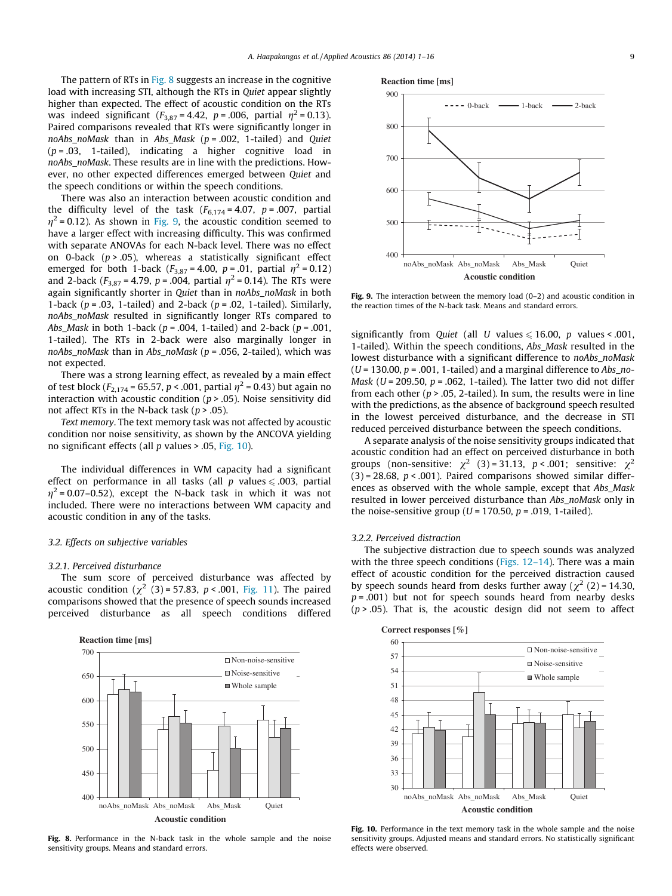The pattern of RTs in Fig. 8 suggests an increase in the cognitive load with increasing STI, although the RTs in *Quiet* appear slightly higher than expected. The effect of acoustic condition on the RTs was indeed significant ($F_{3,87} = 4.42$, $p = .006$, partial $\eta^2 = 0.13$). Paired comparisons revealed that RTs were significantly longer in *noAbs_noMask* than in *Abs_Mask* ($p = .002$, 1-tailed) and *Quiet* ($p = .03$, 1-tailed), indicating a higher cognitive load in *noAbs_noMask*. These results are in line with the predictions. However, no other expected differences emerged between *Quiet* and the speech conditions or within the speech conditions.

There was also an interaction between acoustic condition and the difficulty level of the task ($F_{6,174} = 4.07$, $p = .007$, partial $\eta^2 = 0.12$). As shown in Fig. 9, the acoustic condition seemed to have a larger effect with increasing difficulty. This was confirmed with separate ANOVAs for each N-back level. There was no effect on 0-back ($p > .05$), whereas a statistically significant effect emerged for both 1-back ($F_{3,87} = 4.00$, $p = .01$, partial $\eta^2 = 0.12$) and 2-back ($F_{3,87} = 4.79$, $p = .004$, partial $\eta^2 = 0.14$). The RTs were again significantly shorter in *Quiet* than in *noAbs_noMask* in both 1-back ($p = .03$, 1-tailed) and 2-back ($p = .02$, 1-tailed). Similarly, *noAbs_noMask* resulted in significantly longer RTs compared to *Abs_Mask* in both 1-back ($p = .004$, 1-tailed) and 2-back ($p = .001$, 1-tailed). The RTs in 2-back were also marginally longer in *noAbs_noMask* than in *Abs_noMask* ($p = .056$, 2-tailed), which was not expected.

There was a strong learning effect, as revealed by a main effect of test block ($F_{2,174} = 65.57$, $p < .001$, partial $\eta^2 = 0.43$) but again no interaction with acoustic condition ($p > .05$). Noise sensitivity did not affect RTs in the N-back task ($p > .05$).

*Text memory*. The text memory task was not affected by acoustic condition nor noise sensitivity, as shown by the ANCOVA yielding no significant effects (all $p$ values > .05, Fig. 10).

The individual differences in WM capacity had a significant effect on performance in all tasks (all $p$ values $\leqslant .003$, partial $\eta^2 = 0.07$–$0.52$), except the N-back task in which it was not included. There were no interactions between WM capacity and acoustic condition in any of the tasks.

### 3.2. Effects on subjective variables

#### 3.2.1. Perceived disturbance

The sum score of perceived disturbance was affected by acoustic condition ($\chi^2$ (3) = 57.83, $p < .001$, Fig. 11). The paired comparisons showed that the presence of speech sounds increased perceived disturbance as all speech conditions differed significantly from *Quiet* (all $U$ values $\leqslant 16.00$, $p$ values < .001, 1-tailed). Within the speech conditions, *Abs_Mask* resulted in the lowest disturbance with a significant difference to *noAbs_noMask* ($U = 130.00$, $p = .001$, 1-tailed) and a marginal difference to *Abs_noMask* ($U = 209.50$, $p = .062$, 1-tailed). The latter two did not differ from each other ($p > .05$, 2-tailed). In sum, the results were in line with the predictions, as the absence of background speech resulted in the lowest perceived disturbance, and the decrease in STI reduced perceived disturbance between the speech conditions.

A separate analysis of the noise sensitivity groups indicated that acoustic condition had an effect on perceived disturbance in both groups (non-sensitive: $\chi^2$ (3) = 31.13, $p < .001$; sensitive: $\chi^2$ (3) = 28.68, $p < .001$). Paired comparisons showed similar differences as observed with the whole sample, except that *Abs_Mask* resulted in lower perceived disturbance than *Abs_noMask* only in the noise-sensitive group ($U = 170.50$, $p = .019$, 1-tailed).

#### 3.2.2. Perceived distraction

The subjective distraction due to speech sounds was analyzed with the three speech conditions (Figs. 12–14). There was a main effect of acoustic condition for the perceived distraction caused by speech sounds heard from desks further away ($\chi^2$ (2) = 14.30, $p = .001$) but not for speech sounds heard from nearby desks ($p > .05$). That is, the acoustic design did not seem to affect

Fig. 9. The interaction between the memory load (0–2) and acoustic condition in the reaction times of the N-back task. Means and standard errors.

Fig. 8. Performance in the N-back task in the whole sample and the noise sensitivity groups. Means and standard errors.

Fig. 10. Performance in the text memory task in the whole sample and the noise sensitivity groups. Adjusted means and standard errors. No statistically significant effects were observed.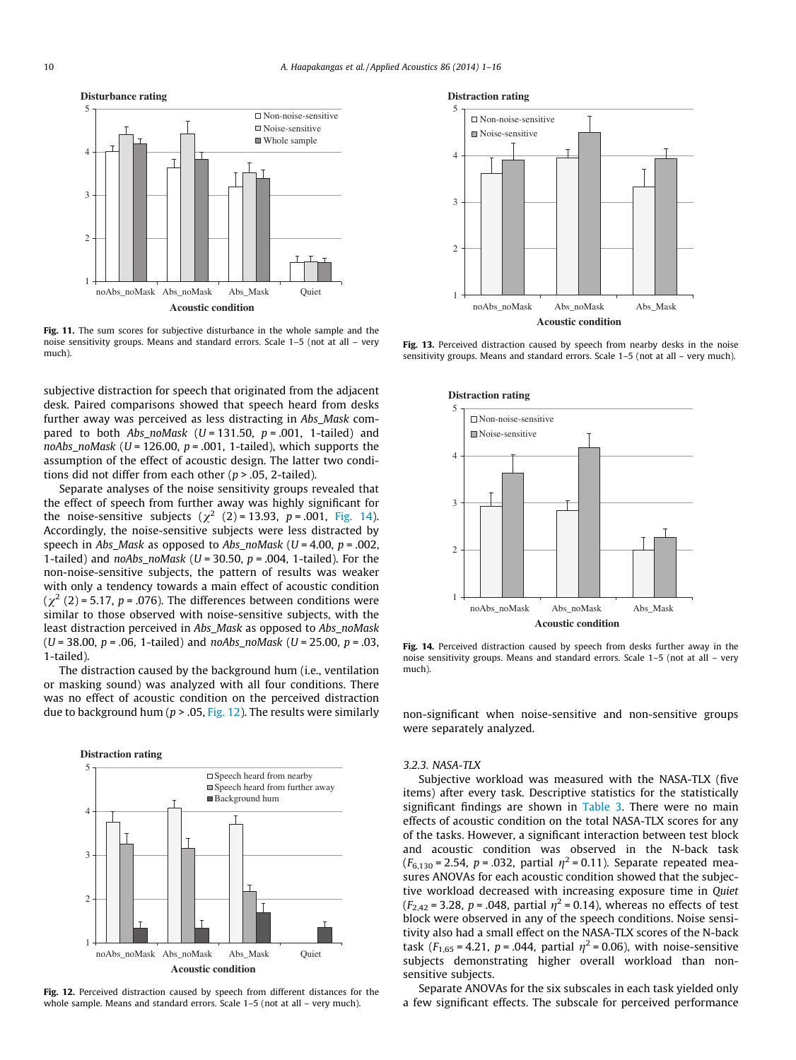Fig. 11. The sum scores for subjective disturbance in the whole sample and the noise sensitivity groups. Means and standard errors. Scale 1–5 (not at all – very much).

subjective distraction for speech that originated from the adjacent desk. Paired comparisons showed that speech heard from desks further away was perceived as less distracting in *Abs_Mask* compared to both *Abs_noMask* ($U$ = 131.50, $p$ = .001, 1-tailed) and *noAbs_noMask* ($U$ = 126.00, $p$ = .001, 1-tailed), which supports the assumption of the effect of acoustic design. The latter two conditions did not differ from each other ($p$ > .05, 2-tailed).

Separate analyses of the noise sensitivity groups revealed that the effect of speech from further away was highly significant for the noise-sensitive subjects ($\chi^2$ (2) = 13.93, $p$ = .001, Fig. 14). Accordingly, the noise-sensitive subjects were less distracted by speech in *Abs_Mask* as opposed to *Abs_noMask* ($U$ = 4.00, $p$ = .002, 1-tailed) and *noAbs_noMask* ($U$ = 30.50, $p$ = .004, 1-tailed). For the non-noise-sensitive subjects, the pattern of results was weaker with only a tendency towards a main effect of acoustic condition ($\chi^2$ (2) = 5.17, $p$ = .076). The differences between conditions were similar to those observed with noise-sensitive subjects, with the least distraction perceived in *Abs_Mask* as opposed to *Abs_noMask* ($U$ = 38.00, $p$ = .06, 1-tailed) and *noAbs_noMask* ($U$ = 25.00, $p$ = .03, 1-tailed).

The distraction caused by the background hum (i.e., ventilation or masking sound) was analyzed with all four conditions. There was no effect of acoustic condition on the perceived distraction due to background hum ($p$ > .05, Fig. 12). The results were similarly non-significant when noise-sensitive and non-sensitive groups were separately analyzed.

Fig. 12. Perceived distraction caused by speech from different distances for the whole sample. Means and standard errors. Scale 1–5 (not at all – very much).

Fig. 13. Perceived distraction caused by speech from nearby desks in the noise sensitivity groups. Means and standard errors. Scale 1–5 (not at all – very much).

Fig. 14. Perceived distraction caused by speech from desks further away in the noise sensitivity groups. Means and standard errors. Scale 1–5 (not at all – very much).

### 3.2.3. NASA-TLX

Subjective workload was measured with the NASA-TLX (five items) after every task. Descriptive statistics for the statistically significant findings are shown in Table 3. There were no main effects of acoustic condition on the total NASA-TLX scores for any of the tasks. However, a significant interaction between test block and acoustic condition was observed in the N-back task ($F_{6,130}$ = 2.54, $p$ = .032, partial $\eta^2$ = 0.11). Separate repeated measures ANOVAs for each acoustic condition showed that the subjective workload decreased with increasing exposure time in *Quiet* ($F_{2,42}$ = 3.28, $p$ = .048, partial $\eta^2$ = 0.14), whereas no effects of test block were observed in any of the speech conditions. Noise sensitivity also had a small effect on the NASA-TLX scores of the N-back task ($F_{1,65}$ = 4.21, $p$ = .044, partial $\eta^2$ = 0.06), with noise-sensitive subjects demonstrating higher overall workload than non-sensitive subjects.

Separate ANOVAs for the six subscales in each task yielded only a few significant effects. The subscale for perceived performance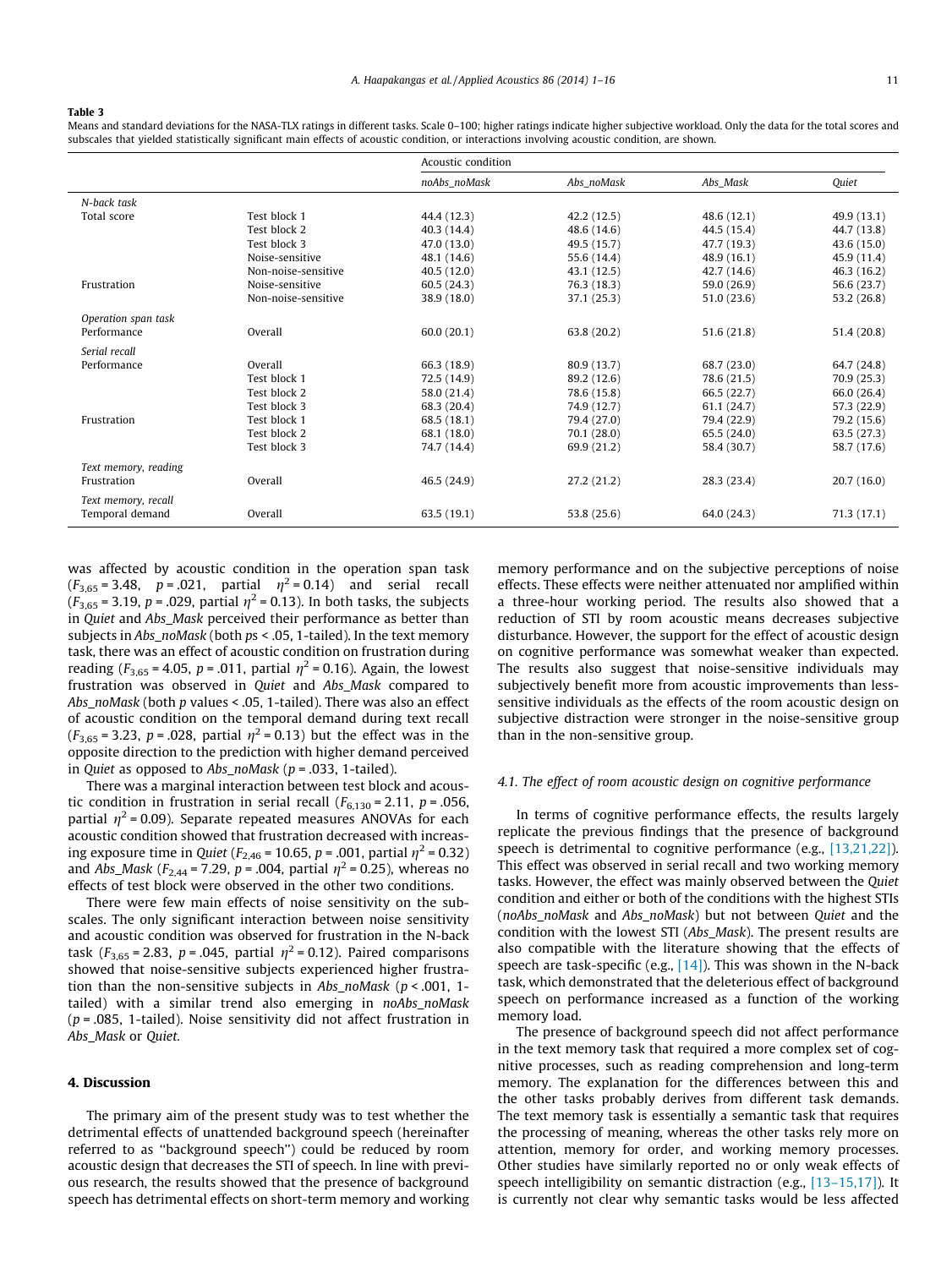**Table 3**
Means and standard deviations for the NASA-TLX ratings in different tasks. Scale 0–100; higher ratings indicate higher subjective workload. Only the data for the total scores and subscales that yielded statistically significant main effects of acoustic condition, or interactions involving acoustic condition, are shown.

| | | Acoustic condition | | | |
|---|---|---|---|---|---|
| | | *noAbs_noMask* | *Abs_noMask* | *Abs_Mask* | *Quiet* |
| *N-back task* | | | | | |
| Total score | Test block 1 | 44.4 (12.3) | 42.2 (12.5) | 48.6 (12.1) | 49.9 (13.1) |
| | Test block 2 | 40.3 (14.4) | 48.6 (14.6) | 44.5 (15.4) | 44.7 (13.8) |
| | Test block 3 | 47.0 (13.0) | 49.5 (15.7) | 47.7 (19.3) | 43.6 (15.0) |
| | Noise-sensitive | 48.1 (14.6) | 55.6 (14.4) | 48.9 (16.1) | 45.9 (11.4) |
| | Non-noise-sensitive | 40.5 (12.0) | 43.1 (12.5) | 42.7 (14.6) | 46.3 (16.2) |
| Frustration | Noise-sensitive | 60.5 (24.3) | 76.3 (18.3) | 59.0 (26.9) | 56.6 (23.7) |
| | Non-noise-sensitive | 38.9 (18.0) | 37.1 (25.3) | 51.0 (23.6) | 53.2 (26.8) |
| *Operation span task* | | | | | |
| Performance | Overall | 60.0 (20.1) | 63.8 (20.2) | 51.6 (21.8) | 51.4 (20.8) |
| *Serial recall* | | | | | |
| Performance | Overall | 66.3 (18.9) | 80.9 (13.7) | 68.7 (23.0) | 64.7 (24.8) |
| | Test block 1 | 72.5 (14.9) | 89.2 (12.6) | 78.6 (21.5) | 70.9 (25.3) |
| | Test block 2 | 58.0 (21.4) | 78.6 (15.8) | 66.5 (22.7) | 66.0 (26.4) |
| | Test block 3 | 68.3 (20.4) | 74.9 (12.7) | 61.1 (24.7) | 57.3 (22.9) |
| Frustration | Test block 1 | 68.5 (18.1) | 79.4 (27.0) | 79.4 (22.9) | 79.2 (15.6) |
| | Test block 2 | 68.1 (18.0) | 70.1 (28.0) | 65.5 (24.0) | 63.5 (27.3) |
| | Test block 3 | 74.7 (14.4) | 69.9 (21.2) | 58.4 (30.7) | 58.7 (17.6) |
| *Text memory, reading* | | | | | |
| Frustration | Overall | 46.5 (24.9) | 27.2 (21.2) | 28.3 (23.4) | 20.7 (16.0) |
| *Text memory, recall* | | | | | |
| Temporal demand | Overall | 63.5 (19.1) | 53.8 (25.6) | 64.0 (24.3) | 71.3 (17.1) |

was affected by acoustic condition in the operation span task ($F_{3,65} = 3.48$, $p = .021$, partial $\eta^2 = 0.14$) and serial recall ($F_{3,65} = 3.19$, $p = .029$, partial $\eta^2 = 0.13$). In both tasks, the subjects in *Quiet* and *Abs_Mask* perceived their performance as better than subjects in *Abs_noMask* (both $ps < .05$, 1-tailed). In the text memory task, there was an effect of acoustic condition on frustration during reading ($F_{3,65} = 4.05$, $p = .011$, partial $\eta^2 = 0.16$). Again, the lowest frustration was observed in *Quiet* and *Abs_Mask* compared to *Abs_noMask* (both $p$ values < .05, 1-tailed). There was also an effect of acoustic condition on the temporal demand during text recall ($F_{3,65} = 3.23$, $p = .028$, partial $\eta^2 = 0.13$) but the effect was in the opposite direction to the prediction with higher demand perceived in *Quiet* as opposed to *Abs_noMask* ($p = .033$, 1-tailed).

There was a marginal interaction between test block and acoustic condition in frustration in serial recall ($F_{6,130} = 2.11$, $p = .056$, partial $\eta^2 = 0.09$). Separate repeated measures ANOVAs for each acoustic condition showed that frustration decreased with increasing exposure time in *Quiet* ($F_{2,46} = 10.65$, $p = .001$, partial $\eta^2 = 0.32$) and *Abs_Mask* ($F_{2,44} = 7.29$, $p = .004$, partial $\eta^2 = 0.25$), whereas no effects of test block were observed in the other two conditions.

There were few main effects of noise sensitivity on the subscales. The only significant interaction between noise sensitivity and acoustic condition was observed for frustration in the N-back task ($F_{3,65} = 2.83$, $p = .045$, partial $\eta^2 = 0.12$). Paired comparisons showed that noise-sensitive subjects experienced higher frustration than the non-sensitive subjects in *Abs_noMask* ($p < .001$, 1-tailed) with a similar trend also emerging in *noAbs_noMask* ($p = .085$, 1-tailed). Noise sensitivity did not affect frustration in *Abs_Mask* or *Quiet*.

## 4. Discussion

The primary aim of the present study was to test whether the detrimental effects of unattended background speech (hereinafter referred to as "background speech") could be reduced by room acoustic design that decreases the STI of speech. In line with previous research, the results showed that the presence of background speech has detrimental effects on short-term memory and working memory performance and on the subjective perceptions of noise effects. These effects were neither attenuated nor amplified within a three-hour working period. The results also showed that a reduction of STI by room acoustic means decreases subjective disturbance. However, the support for the effect of acoustic design on cognitive performance was somewhat weaker than expected. The results also suggest that noise-sensitive individuals may subjectively benefit more from acoustic improvements than less-sensitive individuals as the effects of the room acoustic design on subjective distraction were stronger in the noise-sensitive group than in the non-sensitive group.

### 4.1. The effect of room acoustic design on cognitive performance

In terms of cognitive performance effects, the results largely replicate the previous findings that the presence of background speech is detrimental to cognitive performance (e.g., [13,21,22]). This effect was observed in serial recall and two working memory tasks. However, the effect was mainly observed between the *Quiet* condition and either or both of the conditions with the highest STIs (*noAbs_noMask* and *Abs_noMask*) but not between *Quiet* and the condition with the lowest STI (*Abs_Mask*). The present results are also compatible with the literature showing that the effects of speech are task-specific (e.g., [14]). This was shown in the N-back task, which demonstrated that the deleterious effect of background speech on performance increased as a function of the working memory load.

The presence of background speech did not affect performance in the text memory task that required a more complex set of cognitive processes, such as reading comprehension and long-term memory. The explanation for the differences between this and the other tasks probably derives from different task demands. The text memory task is essentially a semantic task that requires the processing of meaning, whereas the other tasks rely more on attention, memory for order, and working memory processes. Other studies have similarly reported no or only weak effects of speech intelligibility on semantic distraction (e.g., [13–15,17]). It is currently not clear why semantic tasks would be less affected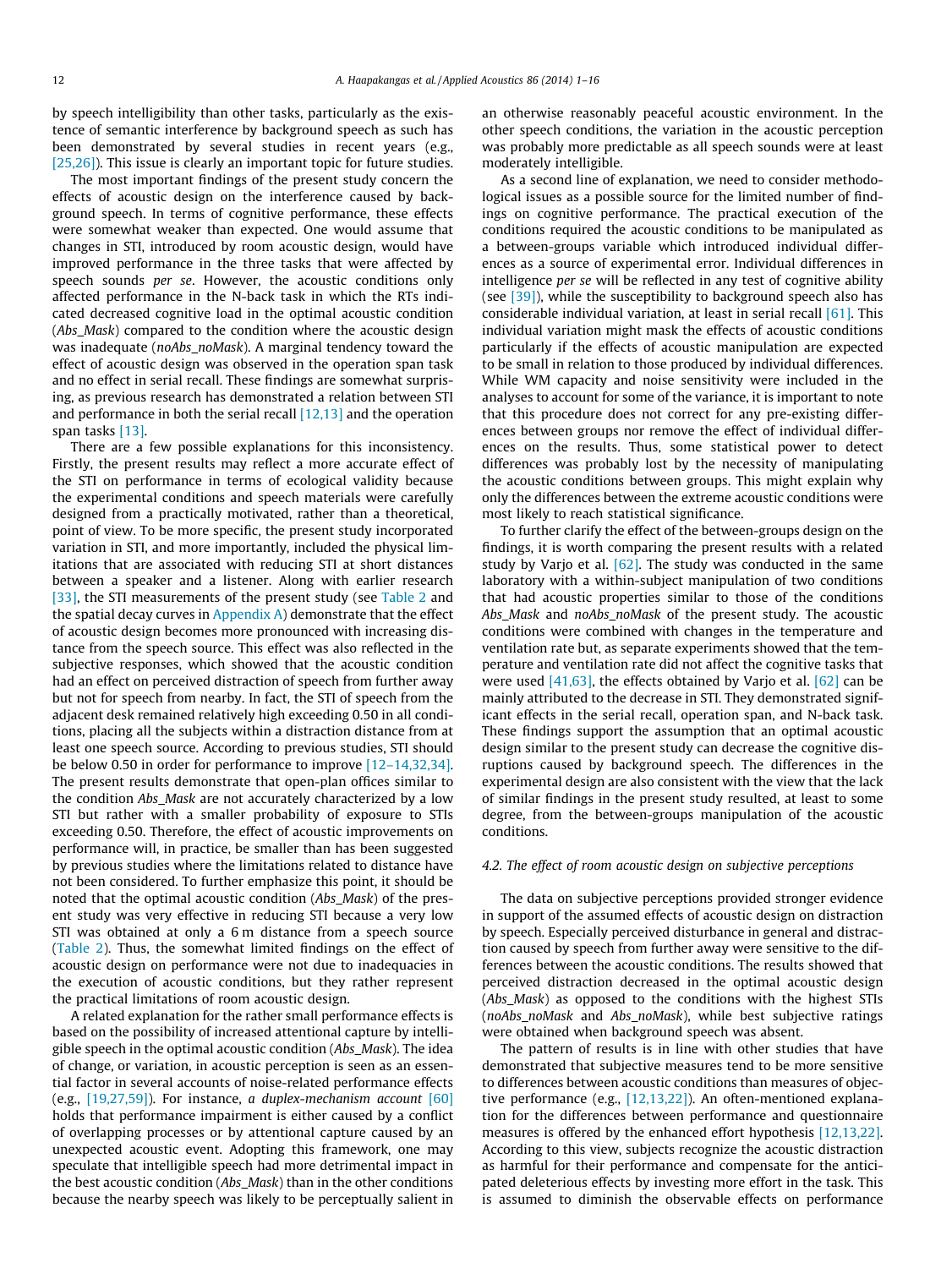by speech intelligibility than other tasks, particularly as the existence of semantic interference by background speech as such has been demonstrated by several studies in recent years (e.g., [25,26]). This issue is clearly an important topic for future studies.

The most important findings of the present study concern the effects of acoustic design on the interference caused by background speech. In terms of cognitive performance, these effects were somewhat weaker than expected. One would assume that changes in STI, introduced by room acoustic design, would have improved performance in the three tasks that were affected by speech sounds *per se*. However, the acoustic conditions only affected performance in the N-back task in which the RTs indicated decreased cognitive load in the optimal acoustic condition (*Abs_Mask*) compared to the condition where the acoustic design was inadequate (*noAbs_noMask*). A marginal tendency toward the effect of acoustic design was observed in the operation span task and no effect in serial recall. These findings are somewhat surprising, as previous research has demonstrated a relation between STI and performance in both the serial recall [12,13] and the operation span tasks [13].

There are a few possible explanations for this inconsistency. Firstly, the present results may reflect a more accurate effect of the STI on performance in terms of ecological validity because the experimental conditions and speech materials were carefully designed from a practically motivated, rather than a theoretical, point of view. To be more specific, the present study incorporated variation in STI, and more importantly, included the physical limitations that are associated with reducing STI at short distances between a speaker and a listener. Along with earlier research [33], the STI measurements of the present study (see Table 2 and the spatial decay curves in Appendix A) demonstrate that the effect of acoustic design becomes more pronounced with increasing distance from the speech source. This effect was also reflected in the subjective responses, which showed that the acoustic condition had an effect on perceived distraction of speech from further away but not for speech from nearby. In fact, the STI of speech from the adjacent desk remained relatively high exceeding 0.50 in all conditions, placing all the subjects within a distraction distance from at least one speech source. According to previous studies, STI should be below 0.50 in order for performance to improve [12–14,32,34]. The present results demonstrate that open-plan offices similar to the condition *Abs_Mask* are not accurately characterized by a low STI but rather with a smaller probability of exposure to STIs exceeding 0.50. Therefore, the effect of acoustic improvements on performance will, in practice, be smaller than has been suggested by previous studies where the limitations related to distance have not been considered. To further emphasize this point, it should be noted that the optimal acoustic condition (*Abs_Mask*) of the present study was very effective in reducing STI because a very low STI was obtained at only a 6 m distance from a speech source (Table 2). Thus, the somewhat limited findings on the effect of acoustic design on performance were not due to inadequacies in the execution of acoustic conditions, but they rather represent the practical limitations of room acoustic design.

A related explanation for the rather small performance effects is based on the possibility of increased attentional capture by intelligible speech in the optimal acoustic condition (*Abs_Mask*). The idea of change, or variation, in acoustic perception is seen as an essential factor in several accounts of noise-related performance effects (e.g., [19,27,59]). For instance, *a duplex-mechanism account* [60] holds that performance impairment is either caused by a conflict of overlapping processes or by attentional capture caused by an unexpected acoustic event. Adopting this framework, one may speculate that intelligible speech had more detrimental impact in the best acoustic condition (*Abs_Mask*) than in the other conditions because the nearby speech was likely to be perceptually salient in an otherwise reasonably peaceful acoustic environment. In the other speech conditions, the variation in the acoustic perception was probably more predictable as all speech sounds were at least moderately intelligible.

As a second line of explanation, we need to consider methodological issues as a possible source for the limited number of findings on cognitive performance. The practical execution of the conditions required the acoustic conditions to be manipulated as a between-groups variable which introduced individual differences as a source of experimental error. Individual differences in intelligence *per se* will be reflected in any test of cognitive ability (see [39]), while the susceptibility to background speech also has considerable individual variation, at least in serial recall [61]. This individual variation might mask the effects of acoustic conditions particularly if the effects of acoustic manipulation are expected to be small in relation to those produced by individual differences. While WM capacity and noise sensitivity were included in the analyses to account for some of the variance, it is important to note that this procedure does not correct for any pre-existing differences between groups nor remove the effect of individual differences on the results. Thus, some statistical power to detect differences was probably lost by the necessity of manipulating the acoustic conditions between groups. This might explain why only the differences between the extreme acoustic conditions were most likely to reach statistical significance.

To further clarify the effect of the between-groups design on the findings, it is worth comparing the present results with a related study by Varjo et al. [62]. The study was conducted in the same laboratory with a within-subject manipulation of two conditions that had acoustic properties similar to those of the conditions *Abs_Mask* and *noAbs_noMask* of the present study. The acoustic conditions were combined with changes in the temperature and ventilation rate but, as separate experiments showed that the temperature and ventilation rate did not affect the cognitive tasks that were used [41,63], the effects obtained by Varjo et al. [62] can be mainly attributed to the decrease in STI. They demonstrated significant effects in the serial recall, operation span, and N-back task. These findings support the assumption that an optimal acoustic design similar to the present study can decrease the cognitive disruptions caused by background speech. The differences in the experimental design are also consistent with the view that the lack of similar findings in the present study resulted, at least to some degree, from the between-groups manipulation of the acoustic conditions.

### 4.2. The effect of room acoustic design on subjective perceptions

The data on subjective perceptions provided stronger evidence in support of the assumed effects of acoustic design on distraction by speech. Especially perceived disturbance in general and distraction caused by speech from further away were sensitive to the differences between the acoustic conditions. The results showed that perceived distraction decreased in the optimal acoustic design (*Abs_Mask*) as opposed to the conditions with the highest STIs (*noAbs_noMask* and *Abs_noMask*), while best subjective ratings were obtained when background speech was absent.

The pattern of results is in line with other studies that have demonstrated that subjective measures tend to be more sensitive to differences between acoustic conditions than measures of objective performance (e.g., [12,13,22]). An often-mentioned explanation for the differences between performance and questionnaire measures is offered by the enhanced effort hypothesis [12,13,22]. According to this view, subjects recognize the acoustic distraction as harmful for their performance and compensate for the anticipated deleterious effects by investing more effort in the task. This is assumed to diminish the observable effects on performance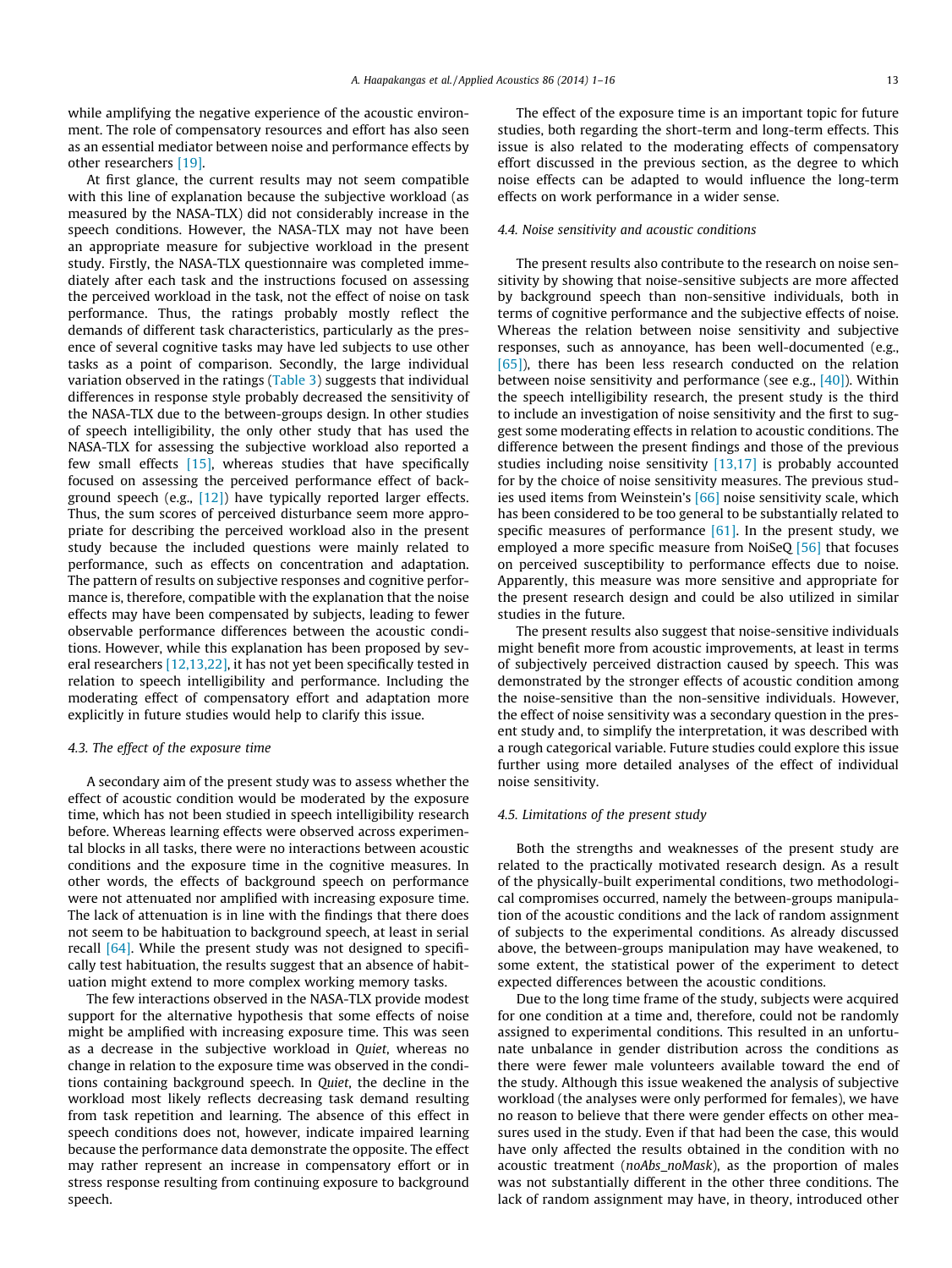while amplifying the negative experience of the acoustic environment. The role of compensatory resources and effort has also seen as an essential mediator between noise and performance effects by other researchers [19].

At first glance, the current results may not seem compatible with this line of explanation because the subjective workload (as measured by the NASA-TLX) did not considerably increase in the speech conditions. However, the NASA-TLX may not have been an appropriate measure for subjective workload in the present study. Firstly, the NASA-TLX questionnaire was completed immediately after each task and the instructions focused on assessing the perceived workload in the task, not the effect of noise on task performance. Thus, the ratings probably mostly reflect the demands of different task characteristics, particularly as the presence of several cognitive tasks may have led subjects to use other tasks as a point of comparison. Secondly, the large individual variation observed in the ratings (Table 3) suggests that individual differences in response style probably decreased the sensitivity of the NASA-TLX due to the between-groups design. In other studies of speech intelligibility, the only other study that has used the NASA-TLX for assessing the subjective workload also reported a few small effects [15], whereas studies that have specifically focused on assessing the perceived performance effect of background speech (e.g., [12]) have typically reported larger effects. Thus, the sum scores of perceived disturbance seem more appropriate for describing the perceived workload also in the present study because the included questions were mainly related to performance, such as effects on concentration and adaptation. The pattern of results on subjective responses and cognitive performance is, therefore, compatible with the explanation that the noise effects may have been compensated by subjects, leading to fewer observable performance differences between the acoustic conditions. However, while this explanation has been proposed by several researchers [12,13,22], it has not yet been specifically tested in relation to speech intelligibility and performance. Including the moderating effect of compensatory effort and adaptation more explicitly in future studies would help to clarify this issue.

### 4.3. The effect of the exposure time

A secondary aim of the present study was to assess whether the effect of acoustic condition would be moderated by the exposure time, which has not been studied in speech intelligibility research before. Whereas learning effects were observed across experimental blocks in all tasks, there were no interactions between acoustic conditions and the exposure time in the cognitive measures. In other words, the effects of background speech on performance were not attenuated nor amplified with increasing exposure time. The lack of attenuation is in line with the findings that there does not seem to be habituation to background speech, at least in serial recall [64]. While the present study was not designed to specifically test habituation, the results suggest that an absence of habituation might extend to more complex working memory tasks.

The few interactions observed in the NASA-TLX provide modest support for the alternative hypothesis that some effects of noise might be amplified with increasing exposure time. This was seen as a decrease in the subjective workload in *Quiet*, whereas no change in relation to the exposure time was observed in the conditions containing background speech. In *Quiet*, the decline in the workload most likely reflects decreasing task demand resulting from task repetition and learning. The absence of this effect in speech conditions does not, however, indicate impaired learning because the performance data demonstrate the opposite. The effect may rather represent an increase in compensatory effort or in stress response resulting from continuing exposure to background speech.

The effect of the exposure time is an important topic for future studies, both regarding the short-term and long-term effects. This issue is also related to the moderating effects of compensatory effort discussed in the previous section, as the degree to which noise effects can be adapted to would influence the long-term effects on work performance in a wider sense.

### 4.4. Noise sensitivity and acoustic conditions

The present results also contribute to the research on noise sensitivity by showing that noise-sensitive subjects are more affected by background speech than non-sensitive individuals, both in terms of cognitive performance and the subjective effects of noise. Whereas the relation between noise sensitivity and subjective responses, such as annoyance, has been well-documented (e.g., [65]), there has been less research conducted on the relation between noise sensitivity and performance (see e.g., [40]). Within the speech intelligibility research, the present study is the third to include an investigation of noise sensitivity and the first to suggest some moderating effects in relation to acoustic conditions. The difference between the present findings and those of the previous studies including noise sensitivity [13,17] is probably accounted for by the choice of noise sensitivity measures. The previous studies used items from Weinstein's [66] noise sensitivity scale, which has been considered to be too general to be substantially related to specific measures of performance [61]. In the present study, we employed a more specific measure from NoiSeQ [56] that focuses on perceived susceptibility to performance effects due to noise. Apparently, this measure was more sensitive and appropriate for the present research design and could be also utilized in similar studies in the future.

The present results also suggest that noise-sensitive individuals might benefit more from acoustic improvements, at least in terms of subjectively perceived distraction caused by speech. This was demonstrated by the stronger effects of acoustic condition among the noise-sensitive than the non-sensitive individuals. However, the effect of noise sensitivity was a secondary question in the present study and, to simplify the interpretation, it was described with a rough categorical variable. Future studies could explore this issue further using more detailed analyses of the effect of individual noise sensitivity.

### 4.5. Limitations of the present study

Both the strengths and weaknesses of the present study are related to the practically motivated research design. As a result of the physically-built experimental conditions, two methodological compromises occurred, namely the between-groups manipulation of the acoustic conditions and the lack of random assignment of subjects to the experimental conditions. As already discussed above, the between-groups manipulation may have weakened, to some extent, the statistical power of the experiment to detect expected differences between the acoustic conditions.

Due to the long time frame of the study, subjects were acquired for one condition at a time and, therefore, could not be randomly assigned to experimental conditions. This resulted in an unfortunate unbalance in gender distribution across the conditions as there were fewer male volunteers available toward the end of the study. Although this issue weakened the analysis of subjective workload (the analyses were only performed for females), we have no reason to believe that there were gender effects on other measures used in the study. Even if that had been the case, this would have only affected the results obtained in the condition with no acoustic treatment (*noAbs_noMask*), as the proportion of males was not substantially different in the other three conditions. The lack of random assignment may have, in theory, introduced other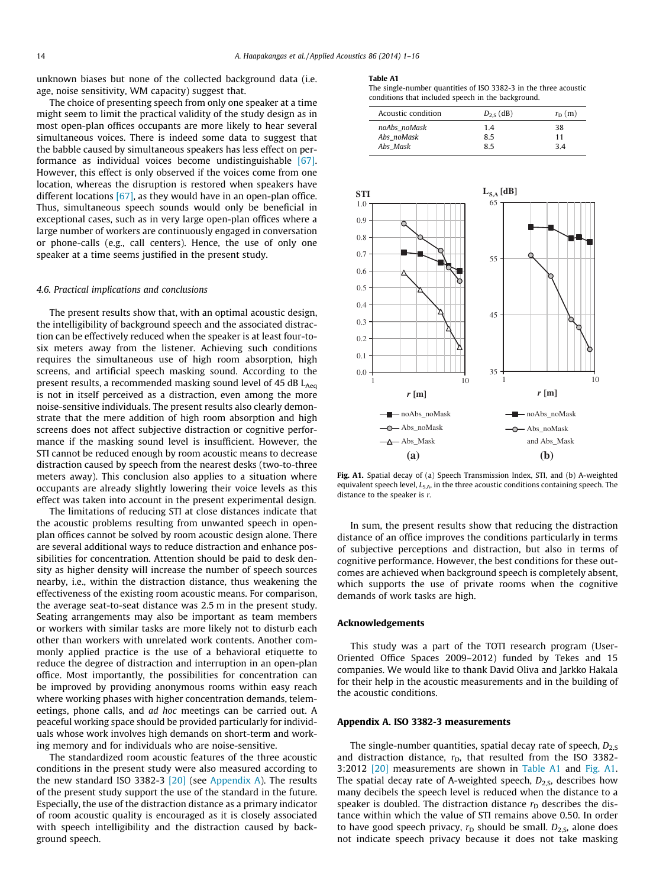unknown biases but none of the collected background data (i.e. age, noise sensitivity, WM capacity) suggest that.

The choice of presenting speech from only one speaker at a time might seem to limit the practical validity of the study design as in most open-plan offices occupants are more likely to hear several simultaneous voices. There is indeed some data to suggest that the babble caused by simultaneous speakers has less effect on performance as individual voices become undistinguishable [67]. However, this effect is only observed if the voices come from one location, whereas the disruption is restored when speakers have different locations [67], as they would have in an open-plan office. Thus, simultaneous speech sounds would only be beneficial in exceptional cases, such as in very large open-plan offices where a large number of workers are continuously engaged in conversation or phone-calls (e.g., call centers). Hence, the use of only one speaker at a time seems justified in the present study.

### 4.6. Practical implications and conclusions

The present results show that, with an optimal acoustic design, the intelligibility of background speech and the associated distraction can be effectively reduced when the speaker is at least four-to-six meters away from the listener. Achieving such conditions requires the simultaneous use of high room absorption, high screens, and artificial speech masking sound. According to the present results, a recommended masking sound level of 45 dB $L_{Aeq}$ is not in itself perceived as a distraction, even among the more noise-sensitive individuals. The present results also clearly demonstrate that the mere addition of high room absorption and high screens does not affect subjective distraction or cognitive performance if the masking sound level is insufficient. However, the STI cannot be reduced enough by room acoustic means to decrease distraction caused by speech from the nearest desks (two-to-three meters away). This conclusion also applies to a situation where occupants are already slightly lowering their voice levels as this effect was taken into account in the present experimental design.

The limitations of reducing STI at close distances indicate that the acoustic problems resulting from unwanted speech in open-plan offices cannot be solved by room acoustic design alone. There are several additional ways to reduce distraction and enhance possibilities for concentration. Attention should be paid to desk density as higher density will increase the number of speech sources nearby, i.e., within the distraction distance, thus weakening the effectiveness of the existing room acoustic means. For comparison, the average seat-to-seat distance was 2.5 m in the present study. Seating arrangements may also be important as team members or workers with similar tasks are more likely not to disturb each other than workers with unrelated work contents. Another commonly applied practice is the use of a behavioral etiquette to reduce the degree of distraction and interruption in an open-plan office. Most importantly, the possibilities for concentration can be improved by providing anonymous rooms within easy reach where working phases with higher concentration demands, telemeetings, phone calls, and *ad hoc* meetings can be carried out. A peaceful working space should be provided particularly for individuals whose work involves high demands on short-term and working memory and for individuals who are noise-sensitive.

The standardized room acoustic features of the three acoustic conditions in the present study were also measured according to the new standard ISO 3382-3 [20] (see Appendix A). The results of the present study support the use of the standard in the future. Especially, the use of the distraction distance as a primary indicator of room acoustic quality is encouraged as it is closely associated with speech intelligibility and the distraction caused by background speech.

**Table A1**
The single-number quantities of ISO 3382-3 in the three acoustic conditions that included speech in the background.

| Acoustic condition | $D_{2,S}$ (dB) | $r_D$ (m) |
|---|---|---|
| *noAbs_noMask* | 1.4 | 38 |
| *Abs_noMask* | 8.5 | 11 |
| *Abs_Mask* | 8.5 | 3.4 |

**Fig. A1.** Spatial decay of (a) Speech Transmission Index, STI, and (b) A-weighted equivalent speech level, $L_{S,A}$, in the three acoustic conditions containing speech. The distance to the speaker is $r$.

In sum, the present results show that reducing the distraction distance of an office improves the conditions particularly in terms of subjective perceptions and distraction, but also in terms of cognitive performance. However, the best conditions for these outcomes are achieved when background speech is completely absent, which supports the use of private rooms when the cognitive demands of work tasks are high.

## Acknowledgements

This study was a part of the TOTI research program (User-Oriented Office Spaces 2009–2012) funded by Tekes and 15 companies. We would like to thank David Oliva and Jarkko Hakala for their help in the acoustic measurements and in the building of the acoustic conditions.

## Appendix A. ISO 3382-3 measurements

The single-number quantities, spatial decay rate of speech, $D_{2,S}$ and distraction distance, $r_D$, that resulted from the ISO 3382-3:2012 [20] measurements are shown in Table A1 and Fig. A1. The spatial decay rate of A-weighted speech, $D_{2,S}$, describes how many decibels the speech level is reduced when the distance to a speaker is doubled. The distraction distance $r_D$ describes the distance within which the value of STI remains above 0.50. In order to have good speech privacy, $r_D$ should be small. $D_{2,S}$, alone does not indicate speech privacy because it does not take masking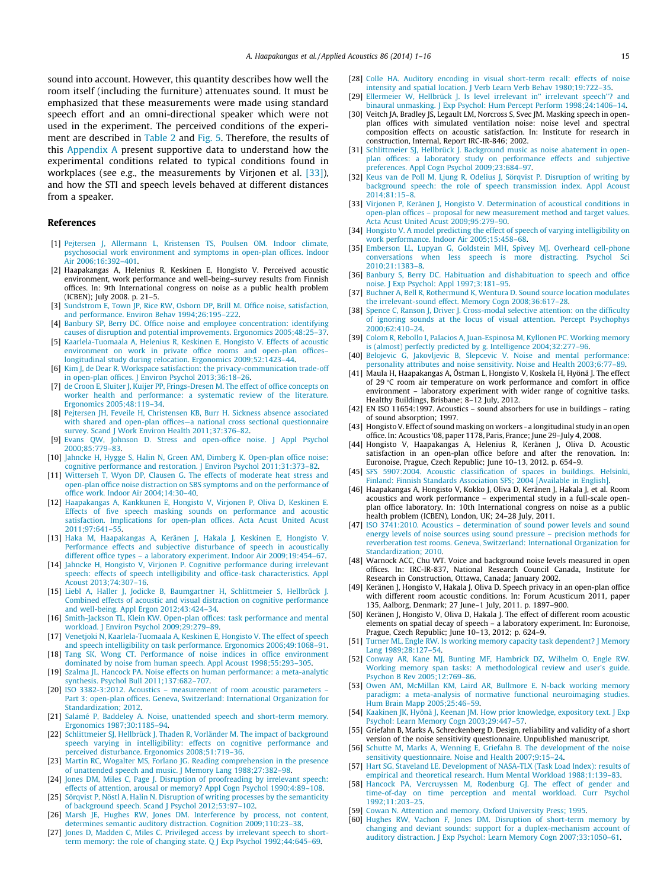sound into account. However, this quantity describes how well the room itself (including the furniture) attenuates sound. It must be emphasized that these measurements were made using standard speech effort and an omni-directional speaker which were not used in the experiment. The perceived conditions of the experiment are described in Table 2 and Fig. 5. Therefore, the results of this Appendix A present supportive data to understand how the experimental conditions related to typical conditions found in workplaces (see e.g., the measurements by Virjonen et al. [33]), and how the STI and speech levels behaved at different distances from a speaker.

## References

[1] Pejtersen J, Allermann L, Kristensen TS, Poulsen OM. Indoor climate, psychosocial work environment and symptoms in open-plan offices. Indoor Air 2006;16:392–401.

[2] Haapakangas A, Helenius R, Keskinen E, Hongisto V. Perceived acoustic environment, work performance and well-being–survey results from Finnish offices. In: 9th International congress on noise as a public health problem (ICBEN); July 2008. p. 21–5.

[3] Sundstrom E, Town JP, Rice RW, Osborn DP, Brill M. Office noise, satisfaction, and performance. Environ Behav 1994;26:195–222.

[4] Banbury SP, Berry DC. Office noise and employee concentration: identifying causes of disruption and potential improvements. Ergonomics 2005;48:25–37.

[5] Kaarlela-Tuomaala A, Helenius R, Keskinen E, Hongisto V. Effects of acoustic environment on work in private office rooms and open-plan offices–longitudinal study during relocation. Ergonomics 2009;52:1423–44.

[6] Kim J, de Dear R. Workspace satisfaction: the privacy-communication trade-off in open-plan offices. J Environ Psychol 2013;36:18–26.

[7] de Croon E, Sluiter J, Kuijer PP, Frings-Dresen M. The effect of office concepts on worker health and performance: a systematic review of the literature. Ergonomics 2005;48:119–34.

[8] Pejtersen JH, Feveile H, Christensen KB, Burr H. Sickness absence associated with shared and open-plan offices—a national cross sectional questionnaire survey. Scand J Work Environ Health 2011;37:376–82.

[9] Evans QW, Johnson D. Stress and open-office noise. J Appl Psychol 2000;85:779–83.

[10] Jahncke H, Hygge S, Halin N, Green AM, Dimberg K. Open-plan office noise: cognitive performance and restoration. J Environ Psychol 2011;31:373–82.

[11] Witterseh T, Wyon DP, Clausen G. The effects of moderate heat stress and open-plan office noise distraction on SBS symptoms and on the performance of office work. Indoor Air 2004;14:30–40.

[12] Haapakangas A, Kankkunen E, Hongisto V, Virjonen P, Oliva D, Keskinen E. Effects of five speech masking sounds on performance and acoustic satisfaction. Implications for open-plan offices. Acta Acust United Acust 2011;97:641–55.

[13] Haka M, Haapakangas A, Keränen J, Hakala J, Keskinen E, Hongisto V. Performance effects and subjective disturbance of speech in acoustically different office types – a laboratory experiment. Indoor Air 2009;19:454–67.

[14] Jahncke H, Hongisto V, Virjonen P. Cognitive performance during irrelevant speech: effects of speech intelligibility and office-task characteristics. Appl Acoust 2013;74:307–16.

[15] Liebl A, Haller J, Jodicke B, Baumgartner H, Schlittmeier S, Hellbrück J. Combined effects of acoustic and visual distraction on cognitive performance and well-being. Appl Ergon 2012;43:424–34.

[16] Smith-Jackson TL, Klein KW. Open-plan offices: task performance and mental workload. J Environ Psychol 2009;29:279–89.

[17] Venetjoki N, Kaarlela-Tuomaala A, Keskinen E, Hongisto V. The effect of speech and speech intelligibility on task performance. Ergonomics 2006;49:1068–91.

[18] Tang SK, Wong CT. Performance of noise indices in office environment dominated by noise from human speech. Appl Acoust 1998;55:293–305.

[19] Szalma JL, Hancock PA. Noise effects on human performance: a meta-analytic synthesis. Psychol Bull 2011;137:682–707.

[20] ISO 3382-3:2012. Acoustics – measurement of room acoustic parameters – Part 3: open-plan offices. Geneva, Switzerland: International Organization for Standardization; 2012.

[21] Salamé P, Baddeley A. Noise, unattended speech and short-term memory. Ergonomics 1987;30:1185–94.

[22] Schlittmeier SJ, Hellbrück J, Thaden R, Vorländer M. The impact of background speech varying in intelligibility: effects on cognitive performance and perceived disturbance. Ergonomics 2008;51:719–36.

[23] Martin RC, Wogalter MS, Forlano JG. Reading comprehension in the presence of unattended speech and music. J Memory Lang 1988;27:382–98.

[24] Jones DM, Miles C, Page J. Disruption of proofreading by irrelevant speech: effects of attention, arousal or memory? Appl Cogn Psychol 1990;4:89–108.

[25] Sörqvist P, Nöstl A, Halin N. Disruption of writing processes by the semanticity of background speech. Scand J Psychol 2012;53:97–102.

[26] Marsh JE, Hughes RW, Jones DM. Interference by process, not content, determines semantic auditory distraction. Cognition 2009;110:23–38.

[27] Jones D, Madden C, Miles C. Privileged access by irrelevant speech to short-term memory: the role of changing state. Q J Exp Psychol 1992;44:645–69.

[28] Colle HA. Auditory encoding in visual short-term recall: effects of noise intensity and spatial location. J Verb Learn Verb Behav 1980;19:722–35.

[29] Ellermeier W, Hellbrück J. Is level irrelevant in" irrelevant speech"? and binaural unmasking. J Exp Psychol: Hum Percept Perform 1998;24:1406–14.

[30] Veitch JA, Bradley JS, Legault LM, Norcross S, Svec JM. Masking speech in open-plan offices with simulated ventilation noise: noise level and spectral composition effects on acoustic satisfaction. In: Institute for research in construction, Internal, Report IRC-IR-846; 2002.

[31] Schlittmeier SJ, Hellbrück J. Background music as noise abatement in open-plan offices: a laboratory study on performance effects and subjective preferences. Appl Cogn Psychol 2009;23:684–97.

[32] Keus van de Poll M, Ljung R, Odelius J, Sörqvist P. Disruption of writing by background speech: the role of speech transmission index. Appl Acoust 2014;81:15–8.

[33] Virjonen P, Keränen J, Hongisto V. Determination of acoustical conditions in open-plan offices – proposal for new measurement method and target values. Acta Acust United Acust 2009;95:279–90.

[34] Hongisto V. A model predicting the effect of speech of varying intelligibility on work performance. Indoor Air 2005;15:458–68.

[35] Emberson LL, Lupyan G, Goldstein MH, Spivey MJ. Overheard cell-phone conversations when less speech is more distracting. Psychol Sci 2010;21:1383–8.

[36] Banbury S, Berry DC. Habituation and dishabituation to speech and office noise. J Exp Psychol: Appl 1997;3:181–95.

[37] Buchner A, Bell R, Rothermund K, Wentura D. Sound source location modulates the irrelevant-sound effect. Memory Cogn 2008;36:617–28.

[38] Spence C, Ranson J, Driver J. Cross-modal selective attention: on the difficulty of ignoring sounds at the locus of visual attention. Percept Psychophys 2000;62:410–24.

[39] Colom R, Rebollo I, Palacios A, Juan-Espinosa M, Kyllonen PC. Working memory is (almost) perfectly predicted by g. Intelligence 2004;32:277–96.

[40] Belojevic G, Jakovljevic B, Slepcevic V. Noise and mental performance: personality attributes and noise sensitivity. Noise and Health 2003;6:77–89.

[41] Maula H, Haapakangas A, Östman L, Hongisto V, Koskela H, Hyönä J. The effect of 29 °C room air temperature on work performance and comfort in office environment – laboratory experiment with wider range of cognitive tasks. Healthy Buildings, Brisbane; 8–12 July, 2012.

[42] EN ISO 11654:1997. Acoustics – sound absorbers for use in buildings – rating of sound absorption; 1997.

[43] Hongisto V. Effect of sound masking on workers - a longitudinal study in an open office. In: Acoustics '08, paper 1178, Paris, France; June 29–July 4, 2008.

[44] Hongisto V, Haapakangas A, Helenius R, Keränen J, Oliva D. Acoustic satisfaction in an open-plan office before and after the renovation. In: Euronoise, Prague, Czech Republic; June 10–13, 2012. p. 654–9.

[45] SFS 5907:2004. Acoustic classification of spaces in buildings. Helsinki, Finland: Finnish Standards Association SFS; 2004 [Available in English].

[46] Haapakangas A, Hongisto V, Kokko J, Oliva D, Keränen J, Hakala J, et al. Room acoustics and work performance – experimental study in a full-scale open-plan office laboratory. In: 10th International congress on noise as a public health problem (ICBEN), London, UK; 24–28 July, 2011.

[47] ISO 3741:2010. Acoustics – determination of sound power levels and sound energy levels of noise sources using sound pressure – precision methods for reverberation test rooms. Geneva, Switzerland: International Organization for Standardization; 2010.

[48] Warnock ACC, Chu WT. Voice and background noise levels measured in open offices. In: IRC-IR-837, National Research Council Canada, Institute for Research in Construction, Ottawa, Canada; January 2002.

[49] Keränen J, Hongisto V, Hakala J, Oliva D. Speech privacy in an open-plan office with different room acoustic conditions. In: Forum Acusticum 2011, paper 135, Aalborg, Denmark; 27 June–1 July, 2011. p. 1897–900.

[50] Keränen J, Hongisto V, Oliva D, Hakala J. The effect of different room acoustic elements on spatial decay of speech – a laboratory experiment. In: Euronoise, Prague, Czech Republic; June 10–13, 2012; p. 624–9.

[51] Turner ML, Engle RW. Is working memory capacity task dependent? J Memory Lang 1989;28:127–54.

[52] Conway AR, Kane MJ, Bunting MF, Hambrick DZ, Wilhelm O, Engle RW. Working memory span tasks: A methodological review and user's guide. Psychon B Rev 2005;12:769–86.

[53] Owen AM, McMillan KM, Laird AR, Bullmore E. N-back working memory paradigm: a meta-analysis of normative functional neuroimaging studies. Hum Brain Mapp 2005;25:46–59.

[54] Kaakinen JK, Hyönä J, Keenan JM. How prior knowledge, expository text. J Exp Psychol: Learn Memory Cogn 2003;29:447–57.

[55] Griefahn B, Marks A, Schreckenberg D. Design, reliability and validity of a short version of the noise sensitivity questionnaire. Unpublished manuscript.

[56] Schutte M, Marks A, Wenning E, Griefahn B. The development of the noise sensitivity questionnaire. Noise and Health 2007;9:15–24.

[57] Hart SG, Staveland LE. Development of NASA-TLX (Task Load Index): results of empirical and theoretical research. Hum Mental Workload 1988;1:139–83.

[58] Hancock PA, Vercruyssen M, Rodenburg GJ. The effect of gender and time-of-day on time perception and mental workload. Curr Psychol 1992;11:203–25.

[59] Cowan N. Attention and memory. Oxford University Press; 1995.

[60] Hughes RW, Vachon F, Jones DM. Disruption of short-term memory by changing and deviant sounds: support for a duplex-mechanism account of auditory distraction. J Exp Psychol: Learn Memory Cogn 2007;33:1050–61.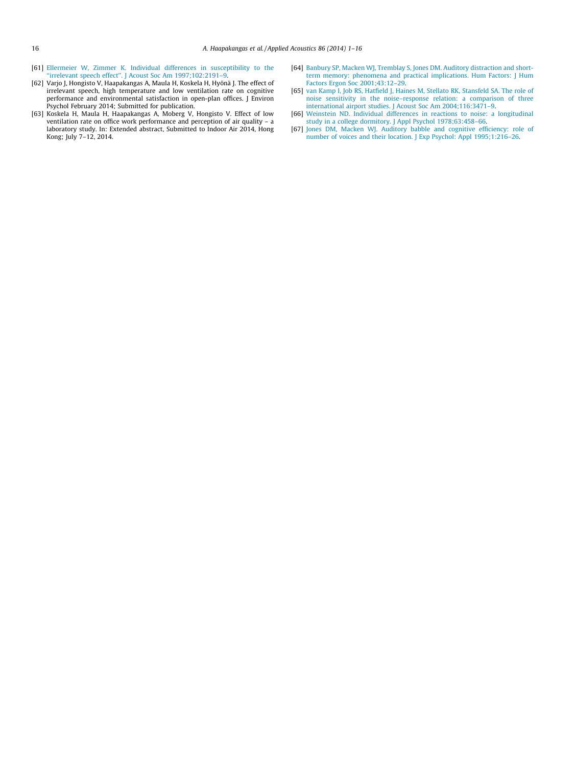[61] Ellermeier W, Zimmer K. Individual differences in susceptibility to the "irrelevant speech effect". J Acoust Soc Am 1997;102:2191–9.

[62] Varjo J, Hongisto V, Haapakangas A, Maula H, Koskela H, Hyönä J. The effect of irrelevant speech, high temperature and low ventilation rate on cognitive performance and environmental satisfaction in open-plan offices. J Environ Psychol February 2014; Submitted for publication.

[63] Koskela H, Maula H, Haapakangas A, Moberg V, Hongisto V. Effect of low ventilation rate on office work performance and perception of air quality – a laboratory study. In: Extended abstract, Submitted to Indoor Air 2014, Hong Kong; July 7–12, 2014.

[64] Banbury SP, Macken WJ, Tremblay S, Jones DM. Auditory distraction and short-term memory: phenomena and practical implications. Hum Factors: J Hum Factors Ergon Soc 2001;43:12–29.

[65] van Kamp I, Job RS, Hatfield J, Haines M, Stellato RK, Stansfeld SA. The role of noise sensitivity in the noise–response relation: a comparison of three international airport studies. J Acoust Soc Am 2004;116:3471–9.

[66] Weinstein ND. Individual differences in reactions to noise: a longitudinal study in a college dormitory. J Appl Psychol 1978;63:458–66.

[67] Jones DM, Macken WJ. Auditory babble and cognitive efficiency: role of number of voices and their location. J Exp Psychol: Appl 1995;1:216–26.